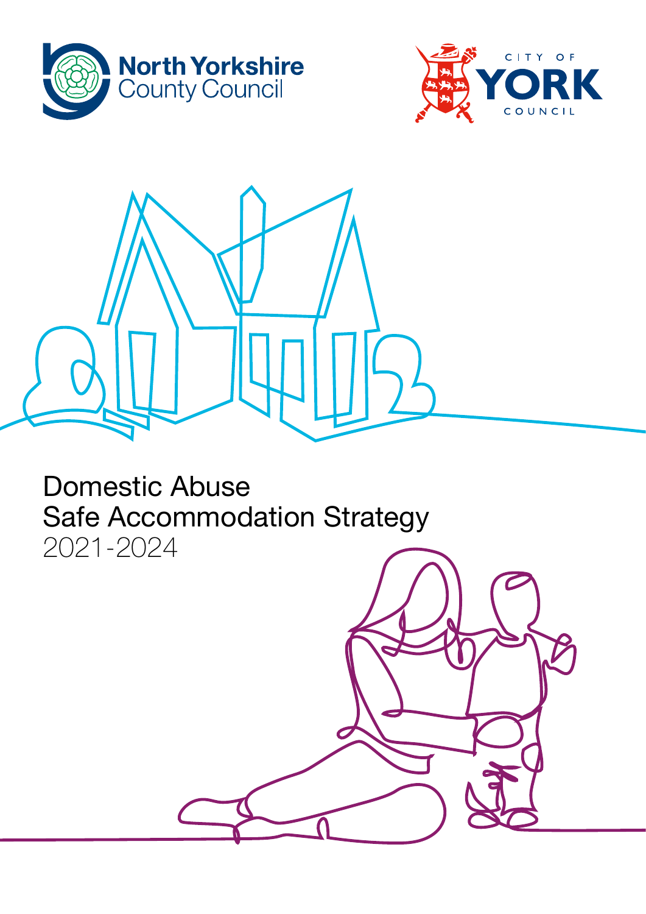North Yorkshire County Council

City of York Council

# Domestic Abuse Safe Accommodation Strategy 2021-2024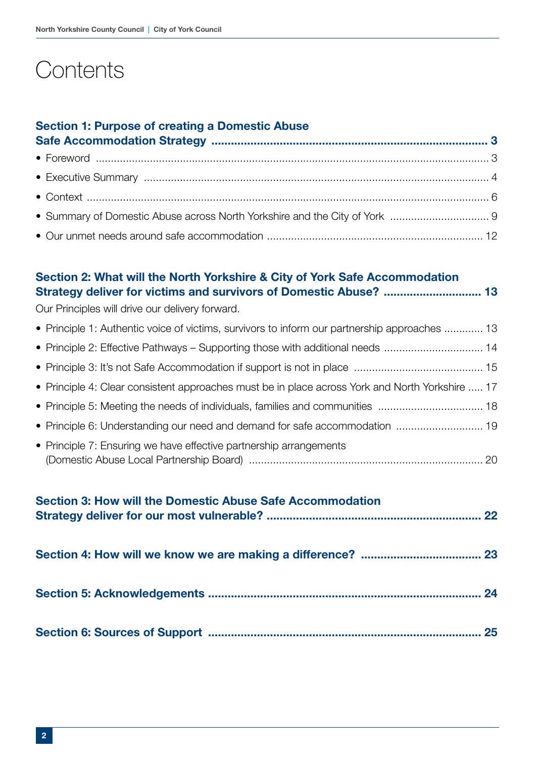# Contents

**Section 1: Purpose of creating a Domestic Abuse Safe Accommodation Strategy ........ 3**

- Foreword ........ 3
- Executive Summary ........ 4
- Context ........ 6
- Summary of Domestic Abuse across North Yorkshire and the City of York ........ 9
- Our unmet needs around safe accommodation ........ 12

**Section 2: What will the North Yorkshire & City of York Safe Accommodation Strategy deliver for victims and survivors of Domestic Abuse? ........ 13**

Our Principles will drive our delivery forward.

- Principle 1: Authentic voice of victims, survivors to inform our partnership approaches ........ 13
- Principle 2: Effective Pathways – Supporting those with additional needs ........ 14
- Principle 3: It's not Safe Accommodation if support is not in place ........ 15
- Principle 4: Clear consistent approaches must be in place across York and North Yorkshire ........ 17
- Principle 5: Meeting the needs of individuals, families and communities ........ 18
- Principle 6: Understanding our need and demand for safe accommodation ........ 19
- Principle 7: Ensuring we have effective partnership arrangements (Domestic Abuse Local Partnership Board) ........ 20

**Section 3: How will the Domestic Abuse Safe Accommodation Strategy deliver for our most vulnerable? ........ 22**

**Section 4: How will we know we are making a difference? ........ 23**

**Section 5: Acknowledgements ........ 24**

**Section 6: Sources of Support ........ 25**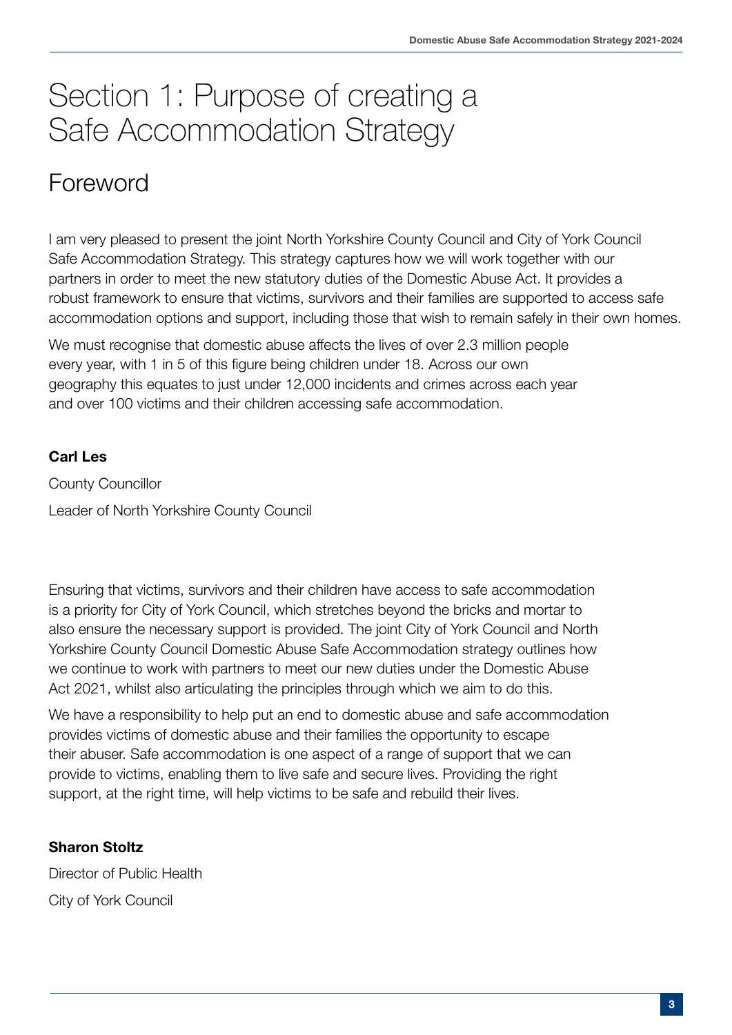# Section 1: Purpose of creating a Safe Accommodation Strategy

## Foreword

I am very pleased to present the joint North Yorkshire County Council and City of York Council Safe Accommodation Strategy. This strategy captures how we will work together with our partners in order to meet the new statutory duties of the Domestic Abuse Act. It provides a robust framework to ensure that victims, survivors and their families are supported to access safe accommodation options and support, including those that wish to remain safely in their own homes.

We must recognise that domestic abuse affects the lives of over 2.3 million people every year, with 1 in 5 of this figure being children under 18. Across our own geography this equates to just under 12,000 incidents and crimes across each year and over 100 victims and their children accessing safe accommodation.

**Carl Les**

County Councillor

Leader of North Yorkshire County Council

Ensuring that victims, survivors and their children have access to safe accommodation is a priority for City of York Council, which stretches beyond the bricks and mortar to also ensure the necessary support is provided. The joint City of York Council and North Yorkshire County Council Domestic Abuse Safe Accommodation strategy outlines how we continue to work with partners to meet our new duties under the Domestic Abuse Act 2021, whilst also articulating the principles through which we aim to do this.

We have a responsibility to help put an end to domestic abuse and safe accommodation provides victims of domestic abuse and their families the opportunity to escape their abuser. Safe accommodation is one aspect of a range of support that we can provide to victims, enabling them to live safe and secure lives. Providing the right support, at the right time, will help victims to be safe and rebuild their lives.

**Sharon Stoltz**

Director of Public Health

City of York Council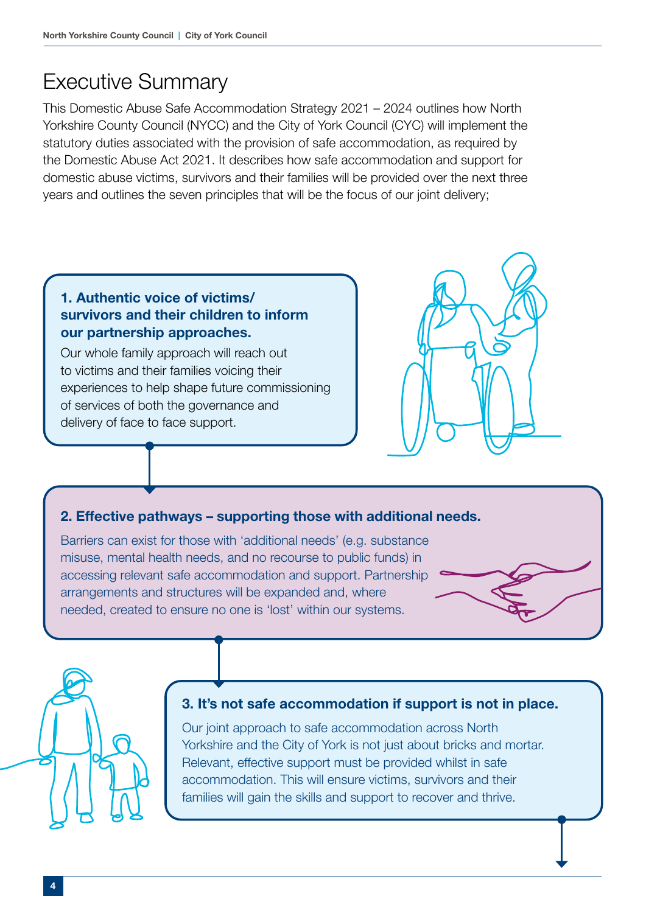# Executive Summary

This Domestic Abuse Safe Accommodation Strategy 2021 – 2024 outlines how North Yorkshire County Council (NYCC) and the City of York Council (CYC) will implement the statutory duties associated with the provision of safe accommodation, as required by the Domestic Abuse Act 2021. It describes how safe accommodation and support for domestic abuse victims, survivors and their families will be provided over the next three years and outlines the seven principles that will be the focus of our joint delivery;

**1. Authentic voice of victims/ survivors and their children to inform our partnership approaches.**

Our whole family approach will reach out to victims and their families voicing their experiences to help shape future commissioning of services of both the governance and delivery of face to face support.

**2. Effective pathways – supporting those with additional needs.**

Barriers can exist for those with 'additional needs' (e.g. substance misuse, mental health needs, and no recourse to public funds) in accessing relevant safe accommodation and support. Partnership arrangements and structures will be expanded and, where needed, created to ensure no one is 'lost' within our systems.

**3. It's not safe accommodation if support is not in place.**

Our joint approach to safe accommodation across North Yorkshire and the City of York is not just about bricks and mortar. Relevant, effective support must be provided whilst in safe accommodation. This will ensure victims, survivors and their families will gain the skills and support to recover and thrive.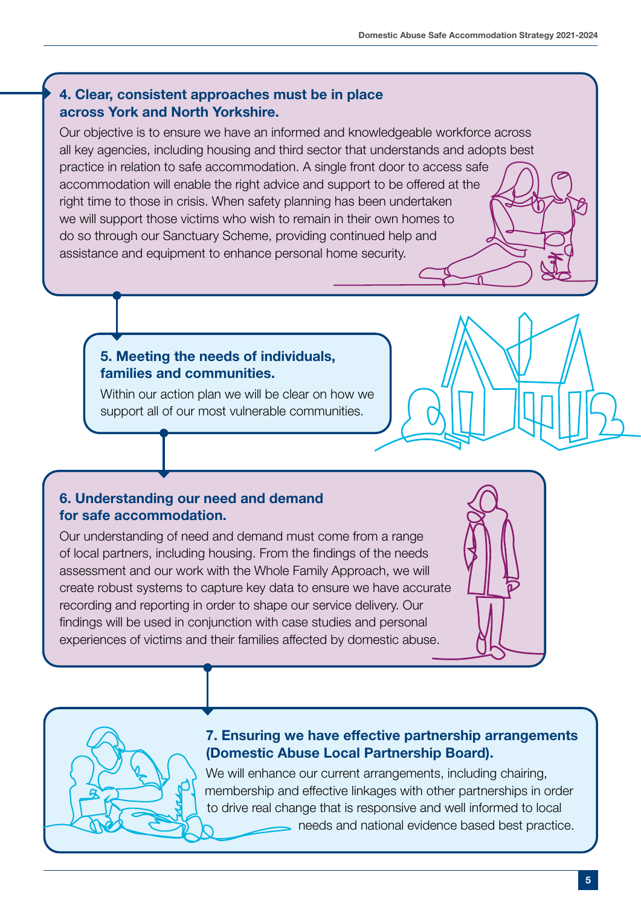### 4. Clear, consistent approaches must be in place across York and North Yorkshire.

Our objective is to ensure we have an informed and knowledgeable workforce across all key agencies, including housing and third sector that understands and adopts best practice in relation to safe accommodation. A single front door to access safe accommodation will enable the right advice and support to be offered at the right time to those in crisis. When safety planning has been undertaken we will support those victims who wish to remain in their own homes to do so through our Sanctuary Scheme, providing continued help and assistance and equipment to enhance personal home security.

### 5. Meeting the needs of individuals, families and communities.

Within our action plan we will be clear on how we support all of our most vulnerable communities.

### 6. Understanding our need and demand for safe accommodation.

Our understanding of need and demand must come from a range of local partners, including housing. From the findings of the needs assessment and our work with the Whole Family Approach, we will create robust systems to capture key data to ensure we have accurate recording and reporting in order to shape our service delivery. Our findings will be used in conjunction with case studies and personal experiences of victims and their families affected by domestic abuse.

### 7. Ensuring we have effective partnership arrangements (Domestic Abuse Local Partnership Board).

We will enhance our current arrangements, including chairing, membership and effective linkages with other partnerships in order to drive real change that is responsive and well informed to local needs and national evidence based best practice.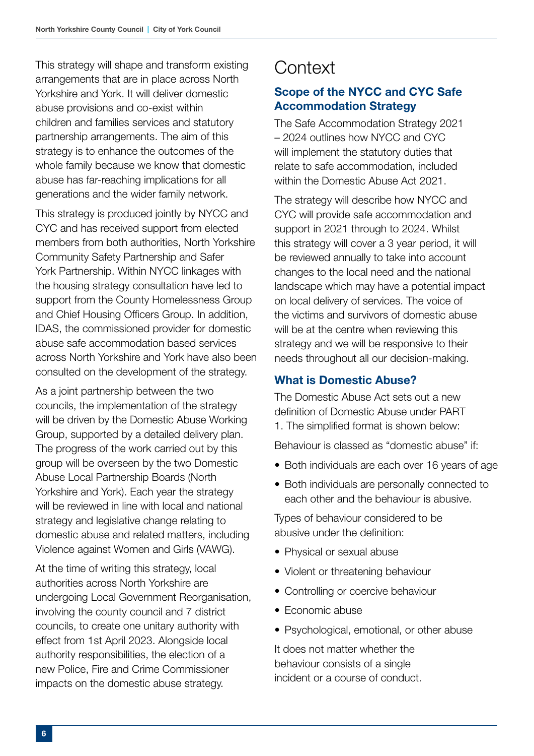This strategy will shape and transform existing arrangements that are in place across North Yorkshire and York. It will deliver domestic abuse provisions and co-exist within children and families services and statutory partnership arrangements. The aim of this strategy is to enhance the outcomes of the whole family because we know that domestic abuse has far-reaching implications for all generations and the wider family network.

This strategy is produced jointly by NYCC and CYC and has received support from elected members from both authorities, North Yorkshire Community Safety Partnership and Safer York Partnership. Within NYCC linkages with the housing strategy consultation have led to support from the County Homelessness Group and Chief Housing Officers Group. In addition, IDAS, the commissioned provider for domestic abuse safe accommodation based services across North Yorkshire and York have also been consulted on the development of the strategy.

As a joint partnership between the two councils, the implementation of the strategy will be driven by the Domestic Abuse Working Group, supported by a detailed delivery plan. The progress of the work carried out by this group will be overseen by the two Domestic Abuse Local Partnership Boards (North Yorkshire and York). Each year the strategy will be reviewed in line with local and national strategy and legislative change relating to domestic abuse and related matters, including Violence against Women and Girls (VAWG).

At the time of writing this strategy, local authorities across North Yorkshire are undergoing Local Government Reorganisation, involving the county council and 7 district councils, to create one unitary authority with effect from 1st April 2023. Alongside local authority responsibilities, the election of a new Police, Fire and Crime Commissioner impacts on the domestic abuse strategy.

# Context

## Scope of the NYCC and CYC Safe Accommodation Strategy

The Safe Accommodation Strategy 2021 – 2024 outlines how NYCC and CYC will implement the statutory duties that relate to safe accommodation, included within the Domestic Abuse Act 2021.

The strategy will describe how NYCC and CYC will provide safe accommodation and support in 2021 through to 2024. Whilst this strategy will cover a 3 year period, it will be reviewed annually to take into account changes to the local need and the national landscape which may have a potential impact on local delivery of services. The voice of the victims and survivors of domestic abuse will be at the centre when reviewing this strategy and we will be responsive to their needs throughout all our decision-making.

## What is Domestic Abuse?

The Domestic Abuse Act sets out a new definition of Domestic Abuse under PART 1. The simplified format is shown below:

Behaviour is classed as "domestic abuse" if:

- Both individuals are each over 16 years of age
- Both individuals are personally connected to each other and the behaviour is abusive.

Types of behaviour considered to be abusive under the definition:

- Physical or sexual abuse
- Violent or threatening behaviour
- Controlling or coercive behaviour
- Economic abuse
- Psychological, emotional, or other abuse

It does not matter whether the behaviour consists of a single incident or a course of conduct.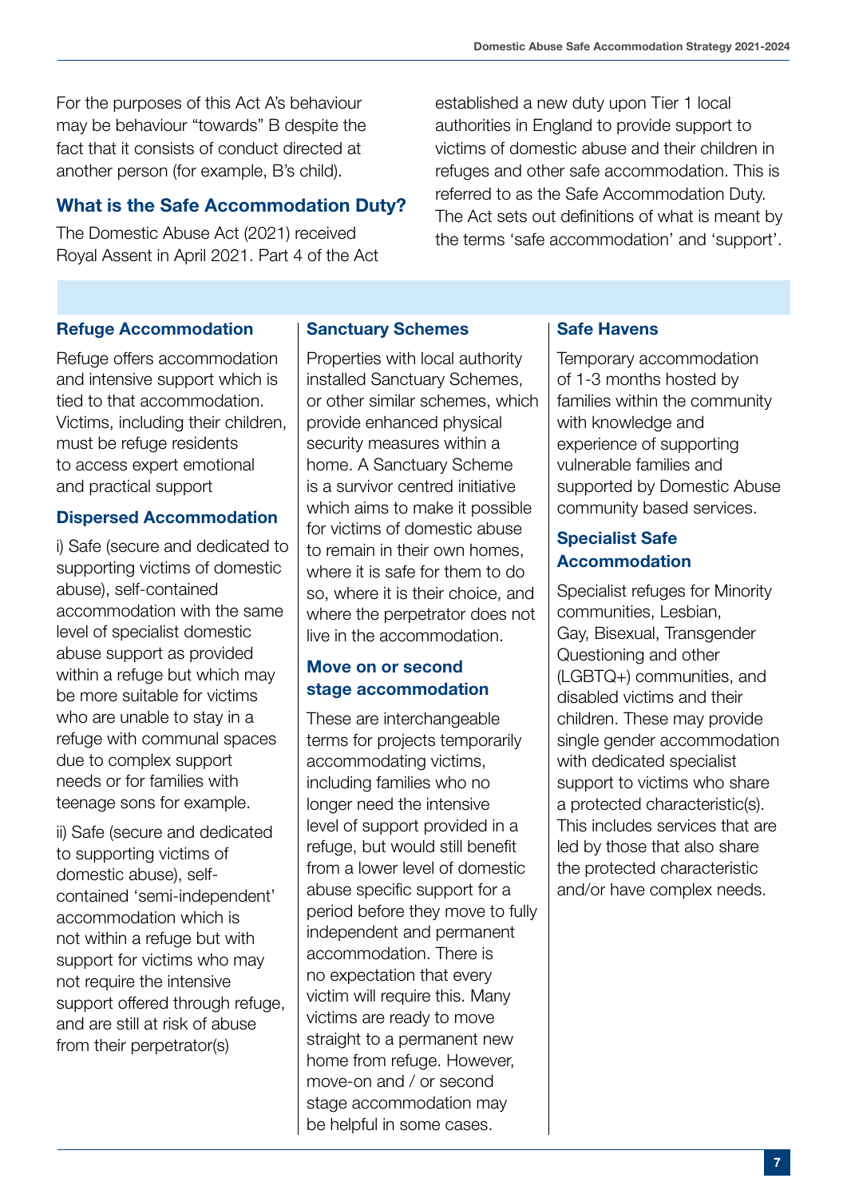For the purposes of this Act A's behaviour may be behaviour "towards" B despite the fact that it consists of conduct directed at another person (for example, B's child).

## What is the Safe Accommodation Duty?

The Domestic Abuse Act (2021) received Royal Assent in April 2021. Part 4 of the Act established a new duty upon Tier 1 local authorities in England to provide support to victims of domestic abuse and their children in refuges and other safe accommodation. This is referred to as the Safe Accommodation Duty. The Act sets out definitions of what is meant by the terms 'safe accommodation' and 'support'.

### Refuge Accommodation

Refuge offers accommodation and intensive support which is tied to that accommodation. Victims, including their children, must be refuge residents to access expert emotional and practical support

### Dispersed Accommodation

i) Safe (secure and dedicated to supporting victims of domestic abuse), self-contained accommodation with the same level of specialist domestic abuse support as provided within a refuge but which may be more suitable for victims who are unable to stay in a refuge with communal spaces due to complex support needs or for families with teenage sons for example.

ii) Safe (secure and dedicated to supporting victims of domestic abuse), self-contained 'semi-independent' accommodation which is not within a refuge but with support for victims who may not require the intensive support offered through refuge, and are still at risk of abuse from their perpetrator(s)

### Sanctuary Schemes

Properties with local authority installed Sanctuary Schemes, or other similar schemes, which provide enhanced physical security measures within a home. A Sanctuary Scheme is a survivor centred initiative which aims to make it possible for victims of domestic abuse to remain in their own homes, where it is safe for them to do so, where it is their choice, and where the perpetrator does not live in the accommodation.

### Move on or second stage accommodation

These are interchangeable terms for projects temporarily accommodating victims, including families who no longer need the intensive level of support provided in a refuge, but would still benefit from a lower level of domestic abuse specific support for a period before they move to fully independent and permanent accommodation. There is no expectation that every victim will require this. Many victims are ready to move straight to a permanent new home from refuge. However, move-on and / or second stage accommodation may be helpful in some cases.

### Safe Havens

Temporary accommodation of 1-3 months hosted by families within the community with knowledge and experience of supporting vulnerable families and supported by Domestic Abuse community based services.

### Specialist Safe Accommodation

Specialist refuges for Minority communities, Lesbian, Gay, Bisexual, Transgender Questioning and other (LGBTQ+) communities, and disabled victims and their children. These may provide single gender accommodation with dedicated specialist support to victims who share a protected characteristic(s). This includes services that are led by those that also share the protected characteristic and/or have complex needs.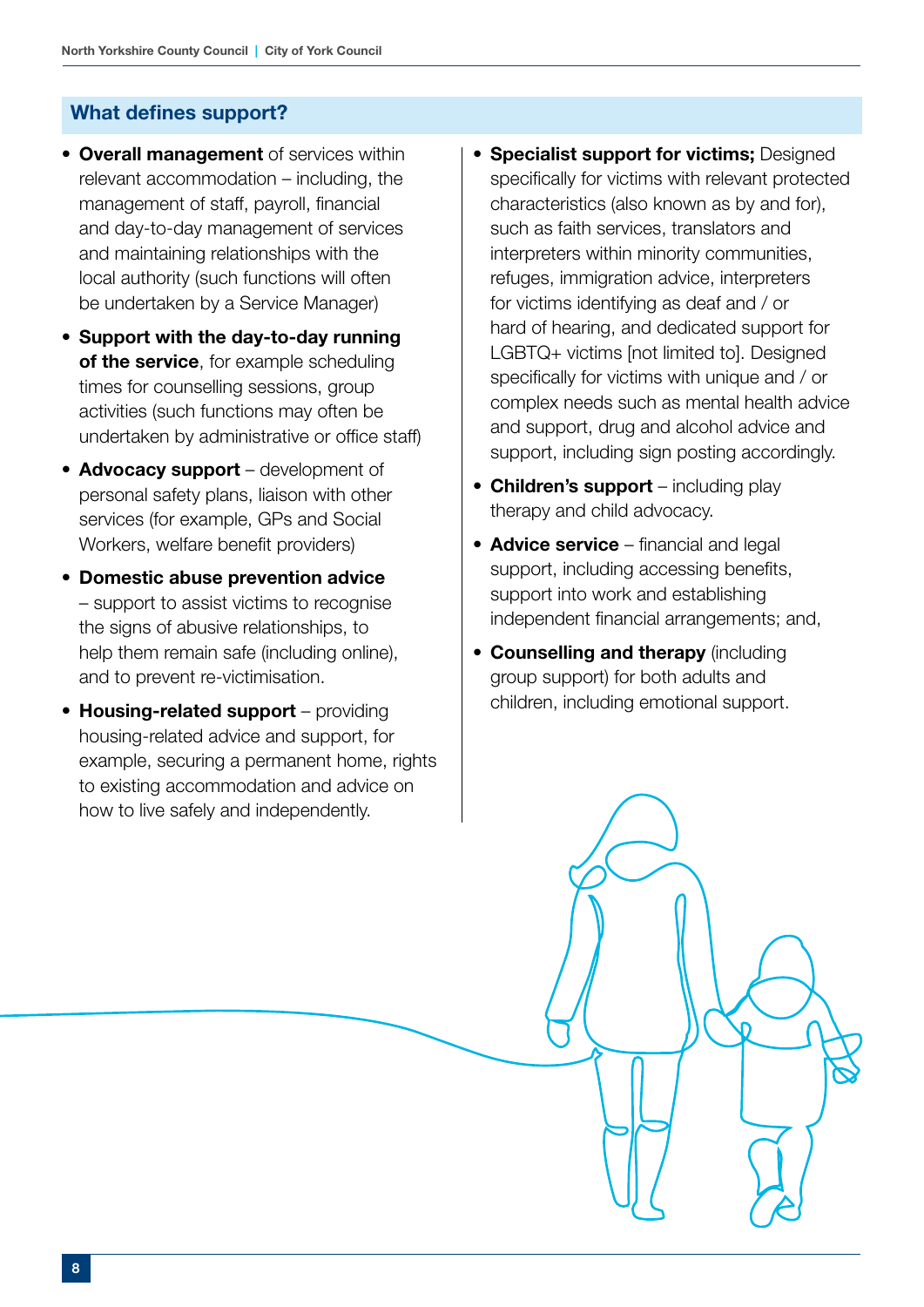## What defines support?

- **Overall management** of services within relevant accommodation – including, the management of staff, payroll, financial and day-to-day management of services and maintaining relationships with the local authority (such functions will often be undertaken by a Service Manager)
- **Support with the day-to-day running of the service**, for example scheduling times for counselling sessions, group activities (such functions may often be undertaken by administrative or office staff)
- **Advocacy support** – development of personal safety plans, liaison with other services (for example, GPs and Social Workers, welfare benefit providers)
- **Domestic abuse prevention advice** – support to assist victims to recognise the signs of abusive relationships, to help them remain safe (including online), and to prevent re-victimisation.
- **Housing-related support** – providing housing-related advice and support, for example, securing a permanent home, rights to existing accommodation and advice on how to live safely and independently.
- **Specialist support for victims;** Designed specifically for victims with relevant protected characteristics (also known as by and for), such as faith services, translators and interpreters within minority communities, refuges, immigration advice, interpreters for victims identifying as deaf and / or hard of hearing, and dedicated support for LGBTQ+ victims [not limited to]. Designed specifically for victims with unique and / or complex needs such as mental health advice and support, drug and alcohol advice and support, including sign posting accordingly.
- **Children's support** – including play therapy and child advocacy.
- **Advice service** – financial and legal support, including accessing benefits, support into work and establishing independent financial arrangements; and,
- **Counselling and therapy** (including group support) for both adults and children, including emotional support.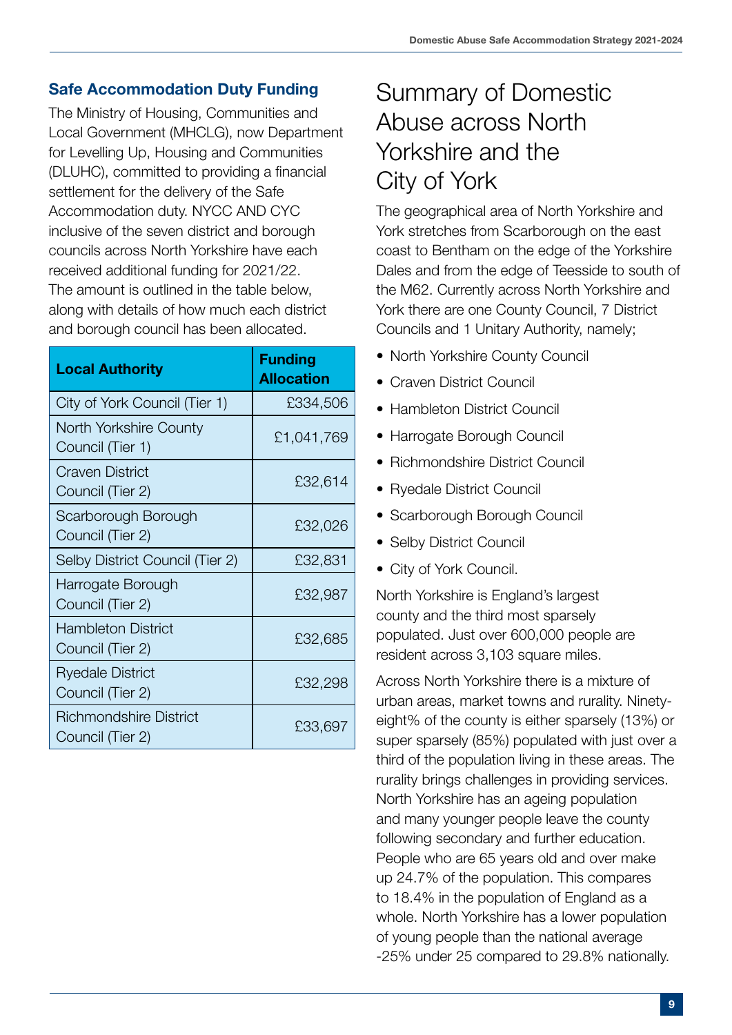## Safe Accommodation Duty Funding

The Ministry of Housing, Communities and Local Government (MHCLG), now Department for Levelling Up, Housing and Communities (DLUHC), committed to providing a financial settlement for the delivery of the Safe Accommodation duty. NYCC AND CYC inclusive of the seven district and borough councils across North Yorkshire have each received additional funding for 2021/22. The amount is outlined in the table below, along with details of how much each district and borough council has been allocated.

| Local Authority | Funding Allocation |
|---|---|
| City of York Council (Tier 1) | £334,506 |
| North Yorkshire County Council (Tier 1) | £1,041,769 |
| Craven District Council (Tier 2) | £32,614 |
| Scarborough Borough Council (Tier 2) | £32,026 |
| Selby District Council (Tier 2) | £32,831 |
| Harrogate Borough Council (Tier 2) | £32,987 |
| Hambleton District Council (Tier 2) | £32,685 |
| Ryedale District Council (Tier 2) | £32,298 |
| Richmondshire District Council (Tier 2) | £33,697 |

# Summary of Domestic Abuse across North Yorkshire and the City of York

The geographical area of North Yorkshire and York stretches from Scarborough on the east coast to Bentham on the edge of the Yorkshire Dales and from the edge of Teesside to south of the M62. Currently across North Yorkshire and York there are one County Council, 7 District Councils and 1 Unitary Authority, namely;

- North Yorkshire County Council
- Craven District Council
- Hambleton District Council
- Harrogate Borough Council
- Richmondshire District Council
- Ryedale District Council
- Scarborough Borough Council
- Selby District Council
- City of York Council.

North Yorkshire is England's largest county and the third most sparsely populated. Just over 600,000 people are resident across 3,103 square miles.

Across North Yorkshire there is a mixture of urban areas, market towns and rurality. Ninety-eight% of the county is either sparsely (13%) or super sparsely (85%) populated with just over a third of the population living in these areas. The rurality brings challenges in providing services. North Yorkshire has an ageing population and many younger people leave the county following secondary and further education. People who are 65 years old and over make up 24.7% of the population. This compares to 18.4% in the population of England as a whole. North Yorkshire has a lower population of young people than the national average -25% under 25 compared to 29.8% nationally.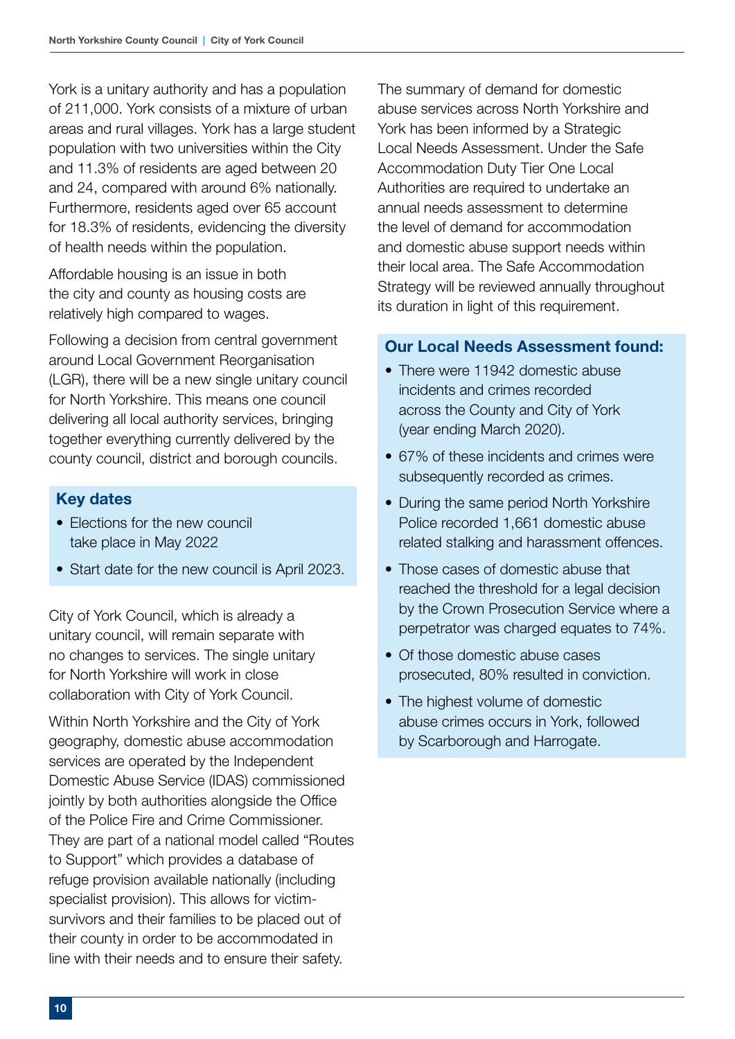York is a unitary authority and has a population of 211,000. York consists of a mixture of urban areas and rural villages. York has a large student population with two universities within the City and 11.3% of residents are aged between 20 and 24, compared with around 6% nationally. Furthermore, residents aged over 65 account for 18.3% of residents, evidencing the diversity of health needs within the population.

Affordable housing is an issue in both the city and county as housing costs are relatively high compared to wages.

Following a decision from central government around Local Government Reorganisation (LGR), there will be a new single unitary council for North Yorkshire. This means one council delivering all local authority services, bringing together everything currently delivered by the county council, district and borough councils.

### Key dates

- Elections for the new council take place in May 2022
- Start date for the new council is April 2023.

City of York Council, which is already a unitary council, will remain separate with no changes to services. The single unitary for North Yorkshire will work in close collaboration with City of York Council.

Within North Yorkshire and the City of York geography, domestic abuse accommodation services are operated by the Independent Domestic Abuse Service (IDAS) commissioned jointly by both authorities alongside the Office of the Police Fire and Crime Commissioner. They are part of a national model called "Routes to Support" which provides a database of refuge provision available nationally (including specialist provision). This allows for victim-survivors and their families to be placed out of their county in order to be accommodated in line with their needs and to ensure their safety.

The summary of demand for domestic abuse services across North Yorkshire and York has been informed by a Strategic Local Needs Assessment. Under the Safe Accommodation Duty Tier One Local Authorities are required to undertake an annual needs assessment to determine the level of demand for accommodation and domestic abuse support needs within their local area. The Safe Accommodation Strategy will be reviewed annually throughout its duration in light of this requirement.

### Our Local Needs Assessment found:

- There were 11942 domestic abuse incidents and crimes recorded across the County and City of York (year ending March 2020).
- 67% of these incidents and crimes were subsequently recorded as crimes.
- During the same period North Yorkshire Police recorded 1,661 domestic abuse related stalking and harassment offences.
- Those cases of domestic abuse that reached the threshold for a legal decision by the Crown Prosecution Service where a perpetrator was charged equates to 74%.
- Of those domestic abuse cases prosecuted, 80% resulted in conviction.
- The highest volume of domestic abuse crimes occurs in York, followed by Scarborough and Harrogate.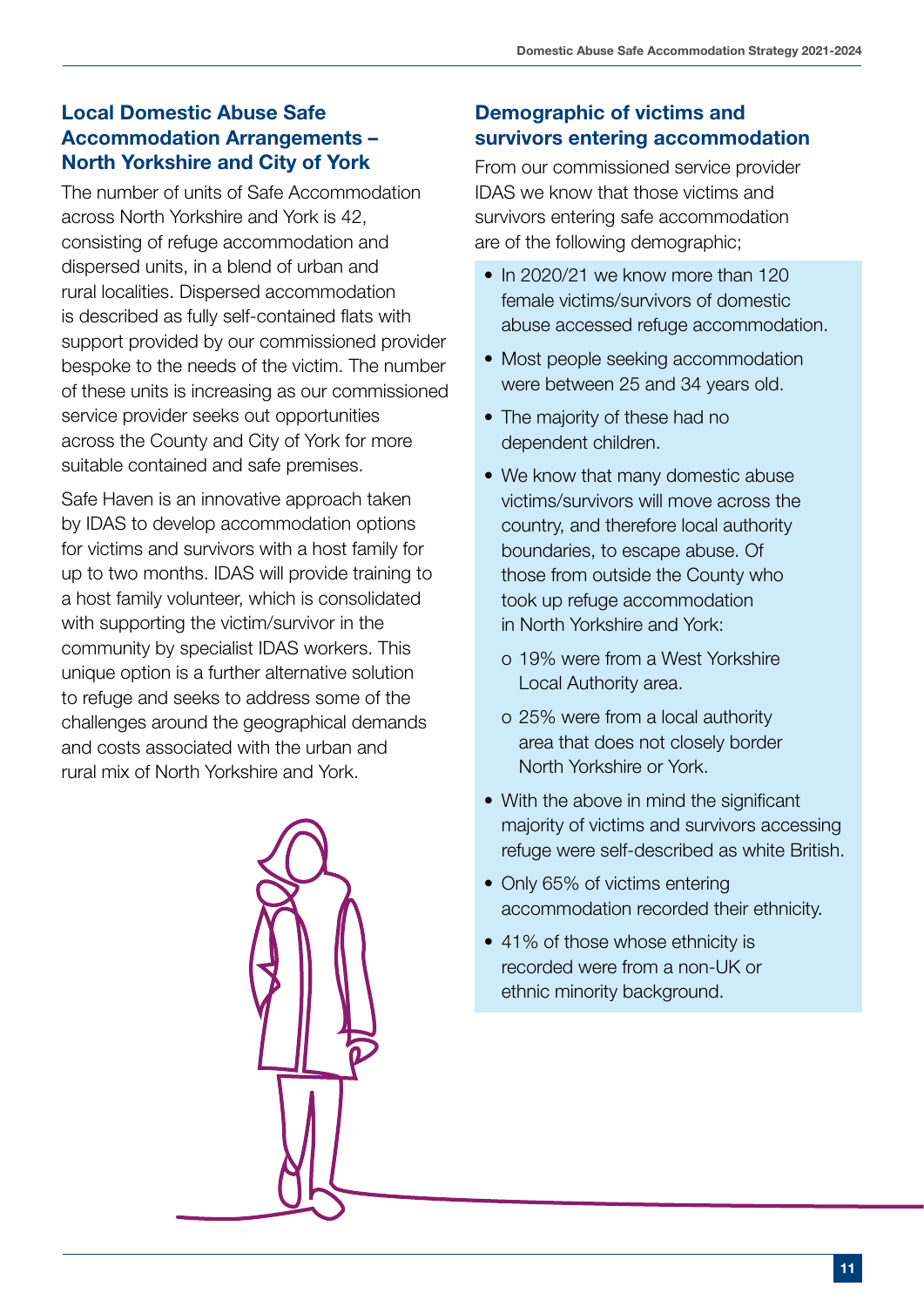## Local Domestic Abuse Safe Accommodation Arrangements – North Yorkshire and City of York

The number of units of Safe Accommodation across North Yorkshire and York is 42, consisting of refuge accommodation and dispersed units, in a blend of urban and rural localities. Dispersed accommodation is described as fully self-contained flats with support provided by our commissioned provider bespoke to the needs of the victim. The number of these units is increasing as our commissioned service provider seeks out opportunities across the County and City of York for more suitable contained and safe premises.

Safe Haven is an innovative approach taken by IDAS to develop accommodation options for victims and survivors with a host family for up to two months. IDAS will provide training to a host family volunteer, which is consolidated with supporting the victim/survivor in the community by specialist IDAS workers. This unique option is a further alternative solution to refuge and seeks to address some of the challenges around the geographical demands and costs associated with the urban and rural mix of North Yorkshire and York.

## Demographic of victims and survivors entering accommodation

From our commissioned service provider IDAS we know that those victims and survivors entering safe accommodation are of the following demographic;

- In 2020/21 we know more than 120 female victims/survivors of domestic abuse accessed refuge accommodation.
- Most people seeking accommodation were between 25 and 34 years old.
- The majority of these had no dependent children.
- We know that many domestic abuse victims/survivors will move across the country, and therefore local authority boundaries, to escape abuse. Of those from outside the County who took up refuge accommodation in North Yorkshire and York:
  - o 19% were from a West Yorkshire Local Authority area.
  - o 25% were from a local authority area that does not closely border North Yorkshire or York.
- With the above in mind the significant majority of victims and survivors accessing refuge were self-described as white British.
- Only 65% of victims entering accommodation recorded their ethnicity.
- 41% of those whose ethnicity is recorded were from a non-UK or ethnic minority background.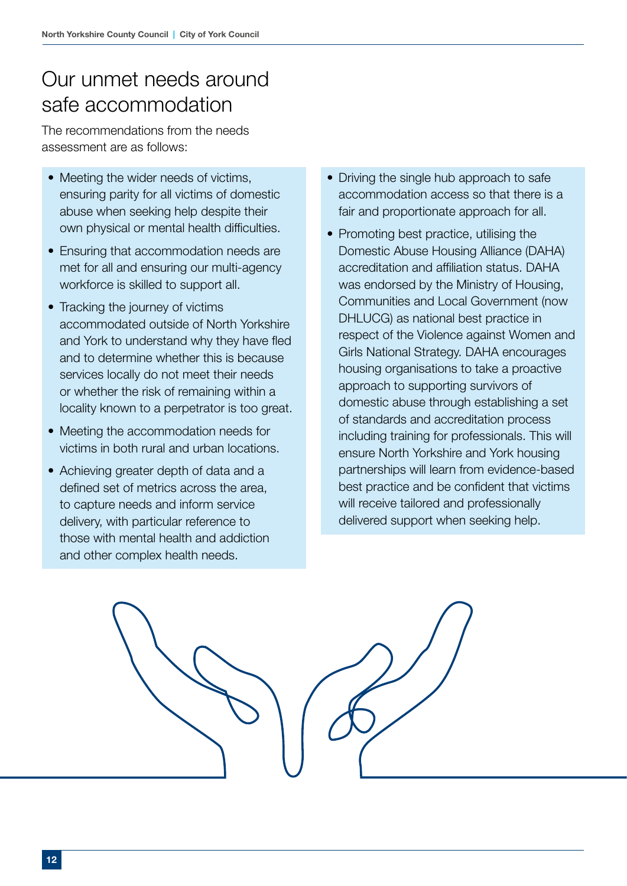# Our unmet needs around safe accommodation

The recommendations from the needs assessment are as follows:

- Meeting the wider needs of victims, ensuring parity for all victims of domestic abuse when seeking help despite their own physical or mental health difficulties.
- Ensuring that accommodation needs are met for all and ensuring our multi-agency workforce is skilled to support all.
- Tracking the journey of victims accommodated outside of North Yorkshire and York to understand why they have fled and to determine whether this is because services locally do not meet their needs or whether the risk of remaining within a locality known to a perpetrator is too great.
- Meeting the accommodation needs for victims in both rural and urban locations.
- Achieving greater depth of data and a defined set of metrics across the area, to capture needs and inform service delivery, with particular reference to those with mental health and addiction and other complex health needs.
- Driving the single hub approach to safe accommodation access so that there is a fair and proportionate approach for all.
- Promoting best practice, utilising the Domestic Abuse Housing Alliance (DAHA) accreditation and affiliation status. DAHA was endorsed by the Ministry of Housing, Communities and Local Government (now DHLUCG) as national best practice in respect of the Violence against Women and Girls National Strategy. DAHA encourages housing organisations to take a proactive approach to supporting survivors of domestic abuse through establishing a set of standards and accreditation process including training for professionals. This will ensure North Yorkshire and York housing partnerships will learn from evidence-based best practice and be confident that victims will receive tailored and professionally delivered support when seeking help.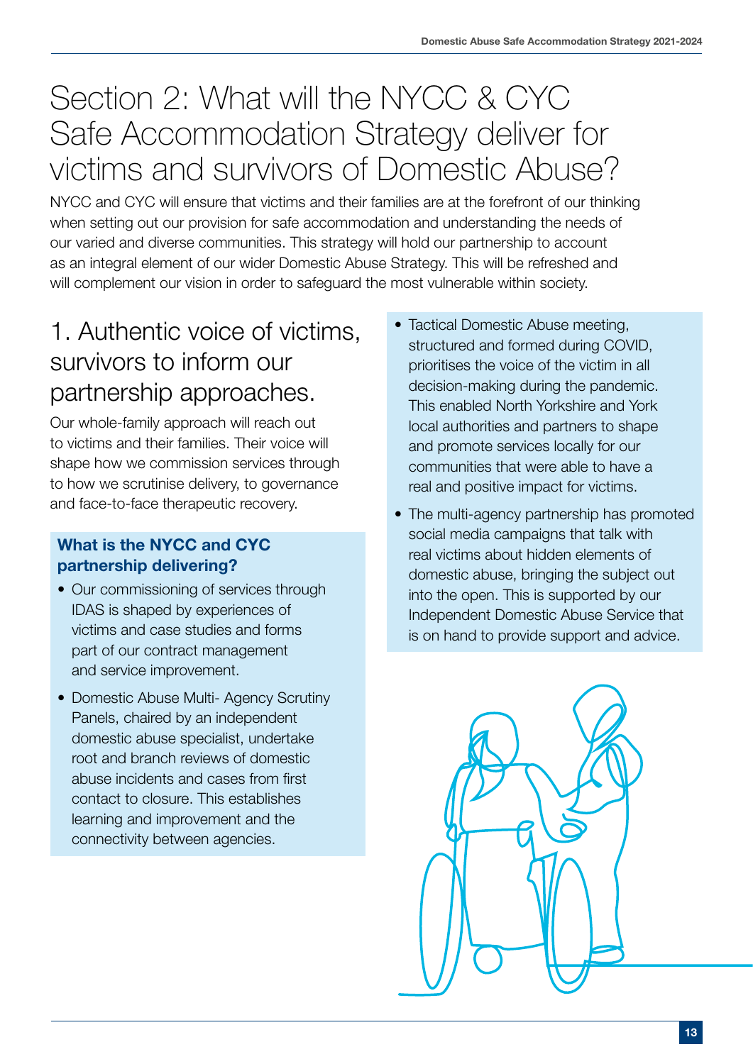# Section 2: What will the NYCC & CYC Safe Accommodation Strategy deliver for victims and survivors of Domestic Abuse?

NYCC and CYC will ensure that victims and their families are at the forefront of our thinking when setting out our provision for safe accommodation and understanding the needs of our varied and diverse communities. This strategy will hold our partnership to account as an integral element of our wider Domestic Abuse Strategy. This will be refreshed and will complement our vision in order to safeguard the most vulnerable within society.

## 1. Authentic voice of victims, survivors to inform our partnership approaches.

Our whole-family approach will reach out to victims and their families. Their voice will shape how we commission services through to how we scrutinise delivery, to governance and face-to-face therapeutic recovery.

### What is the NYCC and CYC partnership delivering?

- Our commissioning of services through IDAS is shaped by experiences of victims and case studies and forms part of our contract management and service improvement.
- Domestic Abuse Multi- Agency Scrutiny Panels, chaired by an independent domestic abuse specialist, undertake root and branch reviews of domestic abuse incidents and cases from first contact to closure. This establishes learning and improvement and the connectivity between agencies.
- Tactical Domestic Abuse meeting, structured and formed during COVID, prioritises the voice of the victim in all decision-making during the pandemic. This enabled North Yorkshire and York local authorities and partners to shape and promote services locally for our communities that were able to have a real and positive impact for victims.
- The multi-agency partnership has promoted social media campaigns that talk with real victims about hidden elements of domestic abuse, bringing the subject out into the open. This is supported by our Independent Domestic Abuse Service that is on hand to provide support and advice.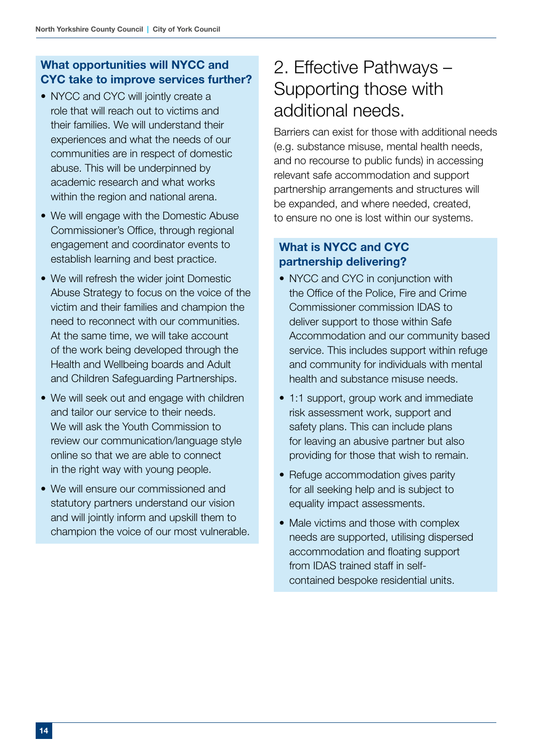### What opportunities will NYCC and CYC take to improve services further?

- NYCC and CYC will jointly create a role that will reach out to victims and their families. We will understand their experiences and what the needs of our communities are in respect of domestic abuse. This will be underpinned by academic research and what works within the region and national arena.
- We will engage with the Domestic Abuse Commissioner's Office, through regional engagement and coordinator events to establish learning and best practice.
- We will refresh the wider joint Domestic Abuse Strategy to focus on the voice of the victim and their families and champion the need to reconnect with our communities. At the same time, we will take account of the work being developed through the Health and Wellbeing boards and Adult and Children Safeguarding Partnerships.
- We will seek out and engage with children and tailor our service to their needs. We will ask the Youth Commission to review our communication/language style online so that we are able to connect in the right way with young people.
- We will ensure our commissioned and statutory partners understand our vision and will jointly inform and upskill them to champion the voice of our most vulnerable.

# 2. Effective Pathways – Supporting those with additional needs.

Barriers can exist for those with additional needs (e.g. substance misuse, mental health needs, and no recourse to public funds) in accessing relevant safe accommodation and support partnership arrangements and structures will be expanded, and where needed, created, to ensure no one is lost within our systems.

### What is NYCC and CYC partnership delivering?

- NYCC and CYC in conjunction with the Office of the Police, Fire and Crime Commissioner commission IDAS to deliver support to those within Safe Accommodation and our community based service. This includes support within refuge and community for individuals with mental health and substance misuse needs.
- 1:1 support, group work and immediate risk assessment work, support and safety plans. This can include plans for leaving an abusive partner but also providing for those that wish to remain.
- Refuge accommodation gives parity for all seeking help and is subject to equality impact assessments.
- Male victims and those with complex needs are supported, utilising dispersed accommodation and floating support from IDAS trained staff in self-contained bespoke residential units.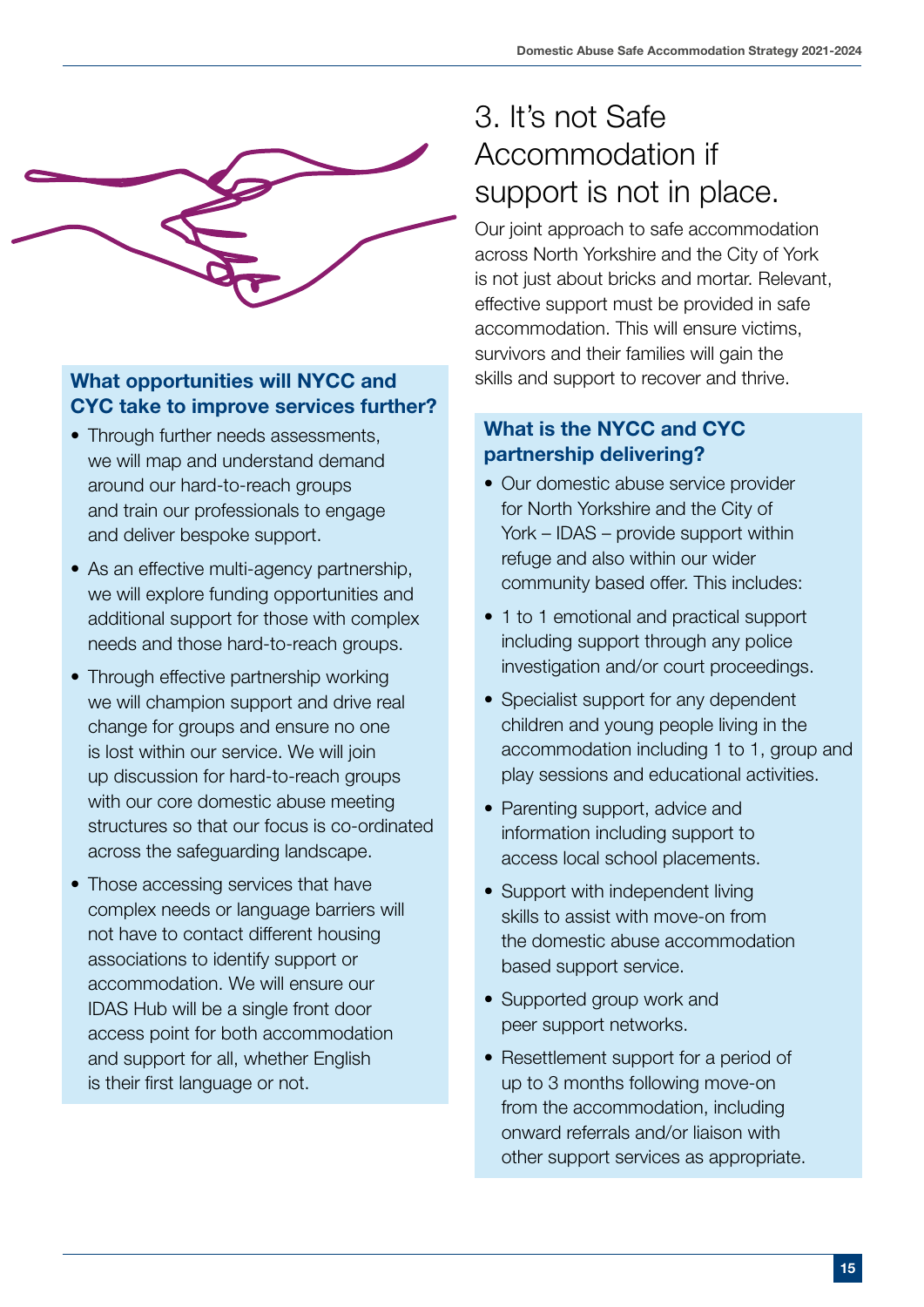# 3. It's not Safe Accommodation if support is not in place.

Our joint approach to safe accommodation across North Yorkshire and the City of York is not just about bricks and mortar. Relevant, effective support must be provided in safe accommodation. This will ensure victims, survivors and their families will gain the skills and support to recover and thrive.

### What is the NYCC and CYC partnership delivering?

- Our domestic abuse service provider for North Yorkshire and the City of York – IDAS – provide support within refuge and also within our wider community based offer. This includes:
- 1 to 1 emotional and practical support including support through any police investigation and/or court proceedings.
- Specialist support for any dependent children and young people living in the accommodation including 1 to 1, group and play sessions and educational activities.
- Parenting support, advice and information including support to access local school placements.
- Support with independent living skills to assist with move-on from the domestic abuse accommodation based support service.
- Supported group work and peer support networks.
- Resettlement support for a period of up to 3 months following move-on from the accommodation, including onward referrals and/or liaison with other support services as appropriate.

### What opportunities will NYCC and CYC take to improve services further?

- Through further needs assessments, we will map and understand demand around our hard-to-reach groups and train our professionals to engage and deliver bespoke support.
- As an effective multi-agency partnership, we will explore funding opportunities and additional support for those with complex needs and those hard-to-reach groups.
- Through effective partnership working we will champion support and drive real change for groups and ensure no one is lost within our service. We will join up discussion for hard-to-reach groups with our core domestic abuse meeting structures so that our focus is co-ordinated across the safeguarding landscape.
- Those accessing services that have complex needs or language barriers will not have to contact different housing associations to identify support or accommodation. We will ensure our IDAS Hub will be a single front door access point for both accommodation and support for all, whether English is their first language or not.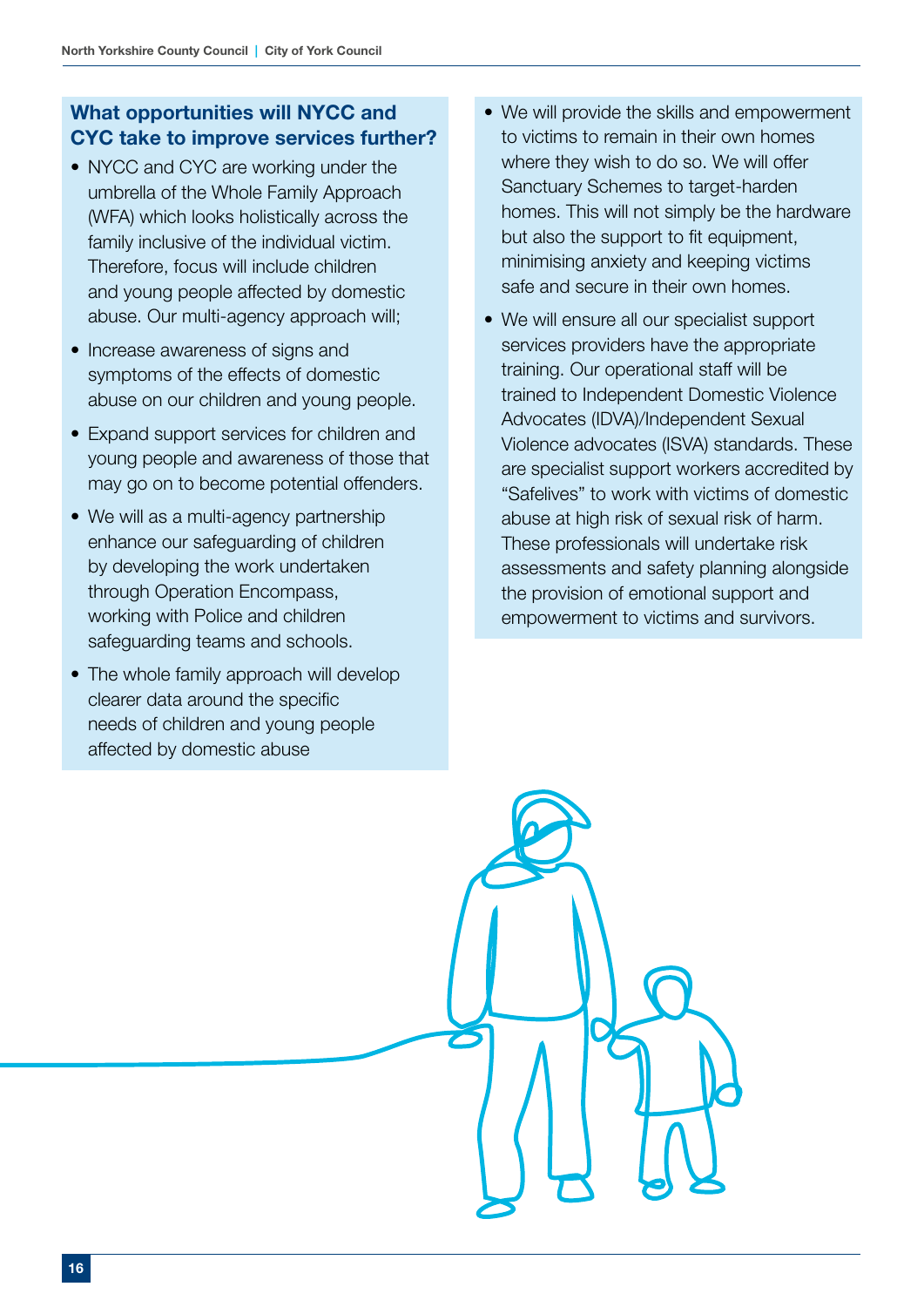### What opportunities will NYCC and CYC take to improve services further?

- NYCC and CYC are working under the umbrella of the Whole Family Approach (WFA) which looks holistically across the family inclusive of the individual victim. Therefore, focus will include children and young people affected by domestic abuse. Our multi-agency approach will;
- Increase awareness of signs and symptoms of the effects of domestic abuse on our children and young people.
- Expand support services for children and young people and awareness of those that may go on to become potential offenders.
- We will as a multi-agency partnership enhance our safeguarding of children by developing the work undertaken through Operation Encompass, working with Police and children safeguarding teams and schools.
- The whole family approach will develop clearer data around the specific needs of children and young people affected by domestic abuse
- We will provide the skills and empowerment to victims to remain in their own homes where they wish to do so. We will offer Sanctuary Schemes to target-harden homes. This will not simply be the hardware but also the support to fit equipment, minimising anxiety and keeping victims safe and secure in their own homes.
- We will ensure all our specialist support services providers have the appropriate training. Our operational staff will be trained to Independent Domestic Violence Advocates (IDVA)/Independent Sexual Violence advocates (ISVA) standards. These are specialist support workers accredited by "Safelives" to work with victims of domestic abuse at high risk of sexual risk of harm. These professionals will undertake risk assessments and safety planning alongside the provision of emotional support and empowerment to victims and survivors.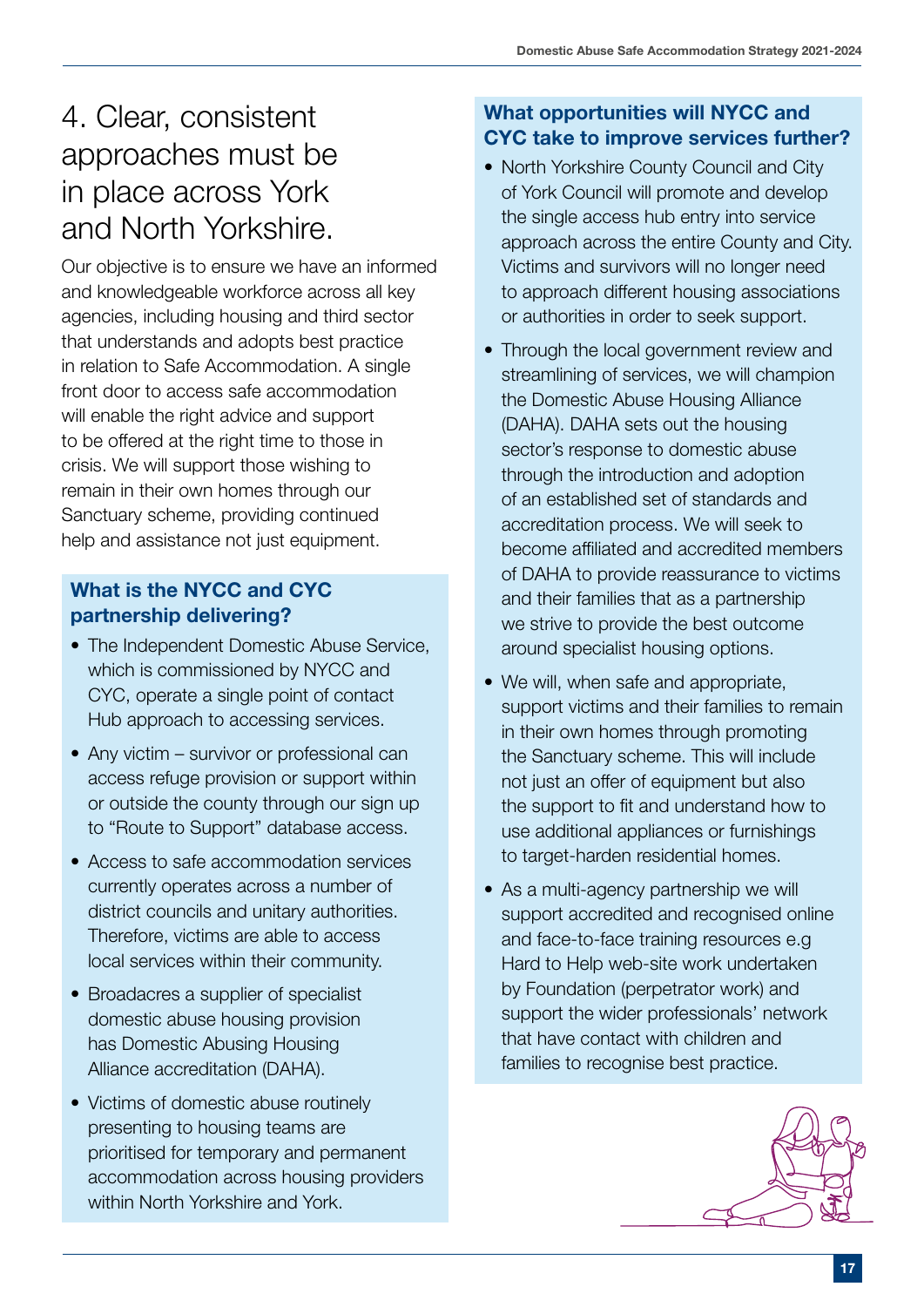# 4. Clear, consistent approaches must be in place across York and North Yorkshire.

Our objective is to ensure we have an informed and knowledgeable workforce across all key agencies, including housing and third sector that understands and adopts best practice in relation to Safe Accommodation. A single front door to access safe accommodation will enable the right advice and support to be offered at the right time to those in crisis. We will support those wishing to remain in their own homes through our Sanctuary scheme, providing continued help and assistance not just equipment.

### What is the NYCC and CYC partnership delivering?

- The Independent Domestic Abuse Service, which is commissioned by NYCC and CYC, operate a single point of contact Hub approach to accessing services.
- Any victim – survivor or professional can access refuge provision or support within or outside the county through our sign up to "Route to Support" database access.
- Access to safe accommodation services currently operates across a number of district councils and unitary authorities. Therefore, victims are able to access local services within their community.
- Broadacres a supplier of specialist domestic abuse housing provision has Domestic Abusing Housing Alliance accreditation (DAHA).
- Victims of domestic abuse routinely presenting to housing teams are prioritised for temporary and permanent accommodation across housing providers within North Yorkshire and York.

### What opportunities will NYCC and CYC take to improve services further?

- North Yorkshire County Council and City of York Council will promote and develop the single access hub entry into service approach across the entire County and City. Victims and survivors will no longer need to approach different housing associations or authorities in order to seek support.
- Through the local government review and streamlining of services, we will champion the Domestic Abuse Housing Alliance (DAHA). DAHA sets out the housing sector's response to domestic abuse through the introduction and adoption of an established set of standards and accreditation process. We will seek to become affiliated and accredited members of DAHA to provide reassurance to victims and their families that as a partnership we strive to provide the best outcome around specialist housing options.
- We will, when safe and appropriate, support victims and their families to remain in their own homes through promoting the Sanctuary scheme. This will include not just an offer of equipment but also the support to fit and understand how to use additional appliances or furnishings to target-harden residential homes.
- As a multi-agency partnership we will support accredited and recognised online and face-to-face training resources e.g Hard to Help web-site work undertaken by Foundation (perpetrator work) and support the wider professionals' network that have contact with children and families to recognise best practice.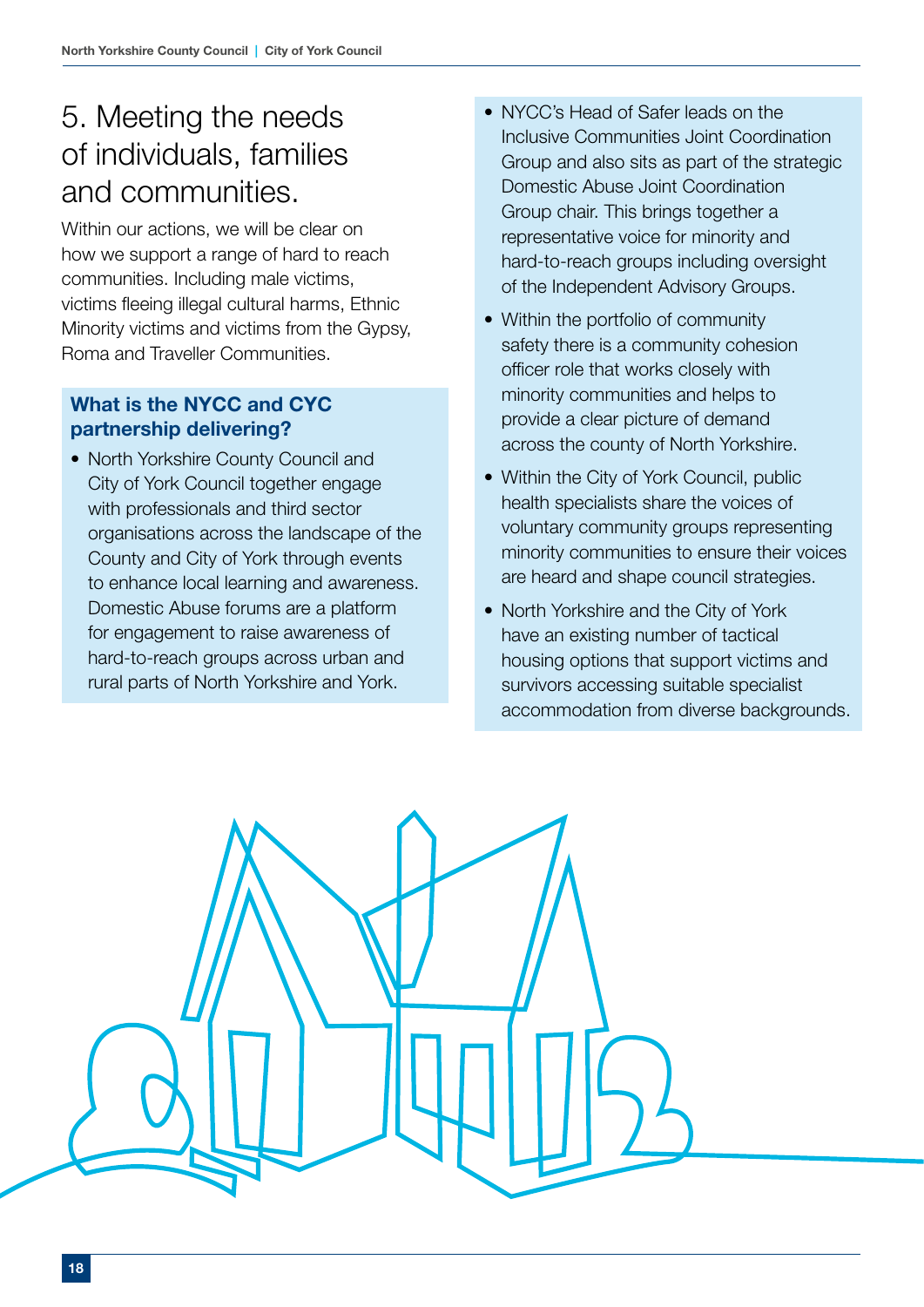# 5. Meeting the needs of individuals, families and communities.

Within our actions, we will be clear on how we support a range of hard to reach communities. Including male victims, victims fleeing illegal cultural harms, Ethnic Minority victims and victims from the Gypsy, Roma and Traveller Communities.

### What is the NYCC and CYC partnership delivering?

- North Yorkshire County Council and City of York Council together engage with professionals and third sector organisations across the landscape of the County and City of York through events to enhance local learning and awareness. Domestic Abuse forums are a platform for engagement to raise awareness of hard-to-reach groups across urban and rural parts of North Yorkshire and York.
- NYCC's Head of Safer leads on the Inclusive Communities Joint Coordination Group and also sits as part of the strategic Domestic Abuse Joint Coordination Group chair. This brings together a representative voice for minority and hard-to-reach groups including oversight of the Independent Advisory Groups.
- Within the portfolio of community safety there is a community cohesion officer role that works closely with minority communities and helps to provide a clear picture of demand across the county of North Yorkshire.
- Within the City of York Council, public health specialists share the voices of voluntary community groups representing minority communities to ensure their voices are heard and shape council strategies.
- North Yorkshire and the City of York have an existing number of tactical housing options that support victims and survivors accessing suitable specialist accommodation from diverse backgrounds.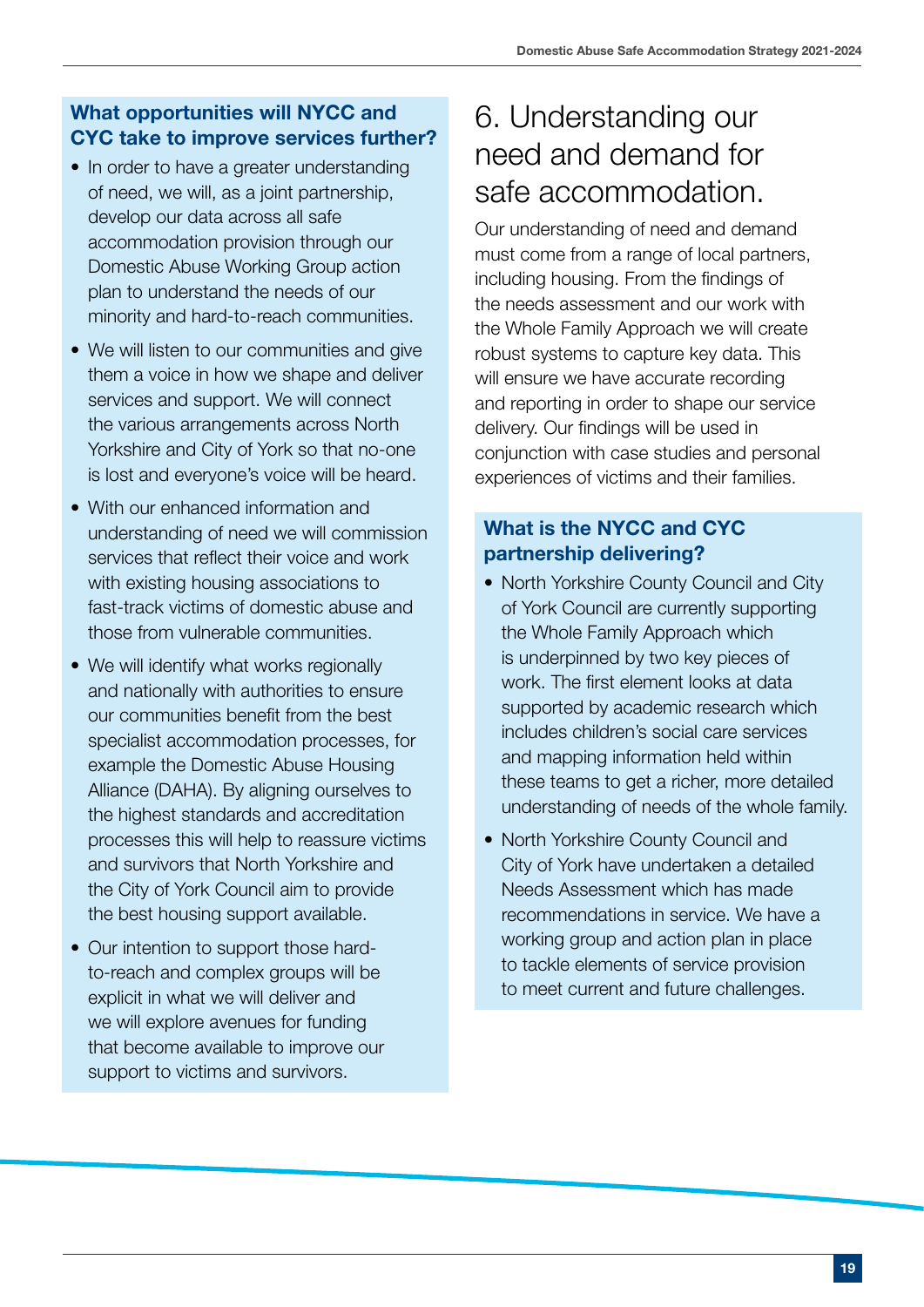### What opportunities will NYCC and CYC take to improve services further?

- In order to have a greater understanding of need, we will, as a joint partnership, develop our data across all safe accommodation provision through our Domestic Abuse Working Group action plan to understand the needs of our minority and hard-to-reach communities.
- We will listen to our communities and give them a voice in how we shape and deliver services and support. We will connect the various arrangements across North Yorkshire and City of York so that no-one is lost and everyone's voice will be heard.
- With our enhanced information and understanding of need we will commission services that reflect their voice and work with existing housing associations to fast-track victims of domestic abuse and those from vulnerable communities.
- We will identify what works regionally and nationally with authorities to ensure our communities benefit from the best specialist accommodation processes, for example the Domestic Abuse Housing Alliance (DAHA). By aligning ourselves to the highest standards and accreditation processes this will help to reassure victims and survivors that North Yorkshire and the City of York Council aim to provide the best housing support available.
- Our intention to support those hard-to-reach and complex groups will be explicit in what we will deliver and we will explore avenues for funding that become available to improve our support to victims and survivors.

# 6. Understanding our need and demand for safe accommodation.

Our understanding of need and demand must come from a range of local partners, including housing. From the findings of the needs assessment and our work with the Whole Family Approach we will create robust systems to capture key data. This will ensure we have accurate recording and reporting in order to shape our service delivery. Our findings will be used in conjunction with case studies and personal experiences of victims and their families.

### What is the NYCC and CYC partnership delivering?

- North Yorkshire County Council and City of York Council are currently supporting the Whole Family Approach which is underpinned by two key pieces of work. The first element looks at data supported by academic research which includes children's social care services and mapping information held within these teams to get a richer, more detailed understanding of needs of the whole family.
- North Yorkshire County Council and City of York have undertaken a detailed Needs Assessment which has made recommendations in service. We have a working group and action plan in place to tackle elements of service provision to meet current and future challenges.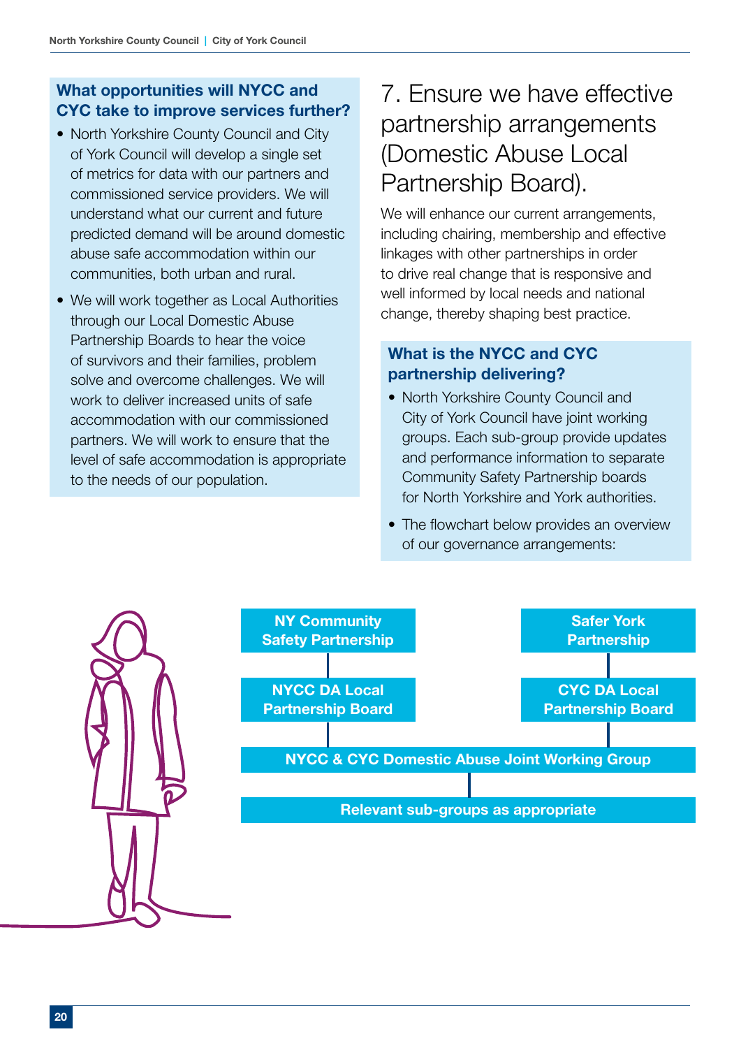### What opportunities will NYCC and CYC take to improve services further?

- North Yorkshire County Council and City of York Council will develop a single set of metrics for data with our partners and commissioned service providers. We will understand what our current and future predicted demand will be around domestic abuse safe accommodation within our communities, both urban and rural.
- We will work together as Local Authorities through our Local Domestic Abuse Partnership Boards to hear the voice of survivors and their families, problem solve and overcome challenges. We will work to deliver increased units of safe accommodation with our commissioned partners. We will work to ensure that the level of safe accommodation is appropriate to the needs of our population.

## 7. Ensure we have effective partnership arrangements (Domestic Abuse Local Partnership Board).

We will enhance our current arrangements, including chairing, membership and effective linkages with other partnerships in order to drive real change that is responsive and well informed by local needs and national change, thereby shaping best practice.

### What is the NYCC and CYC partnership delivering?

- North Yorkshire County Council and City of York Council have joint working groups. Each sub-group provide updates and performance information to separate Community Safety Partnership boards for North Yorkshire and York authorities.
- The flowchart below provides an overview of our governance arrangements:

**NY Community Safety Partnership** → **NYCC DA Local Partnership Board**

**Safer York Partnership** → **CYC DA Local Partnership Board**

**NYCC & CYC Domestic Abuse Joint Working Group**

**Relevant sub-groups as appropriate**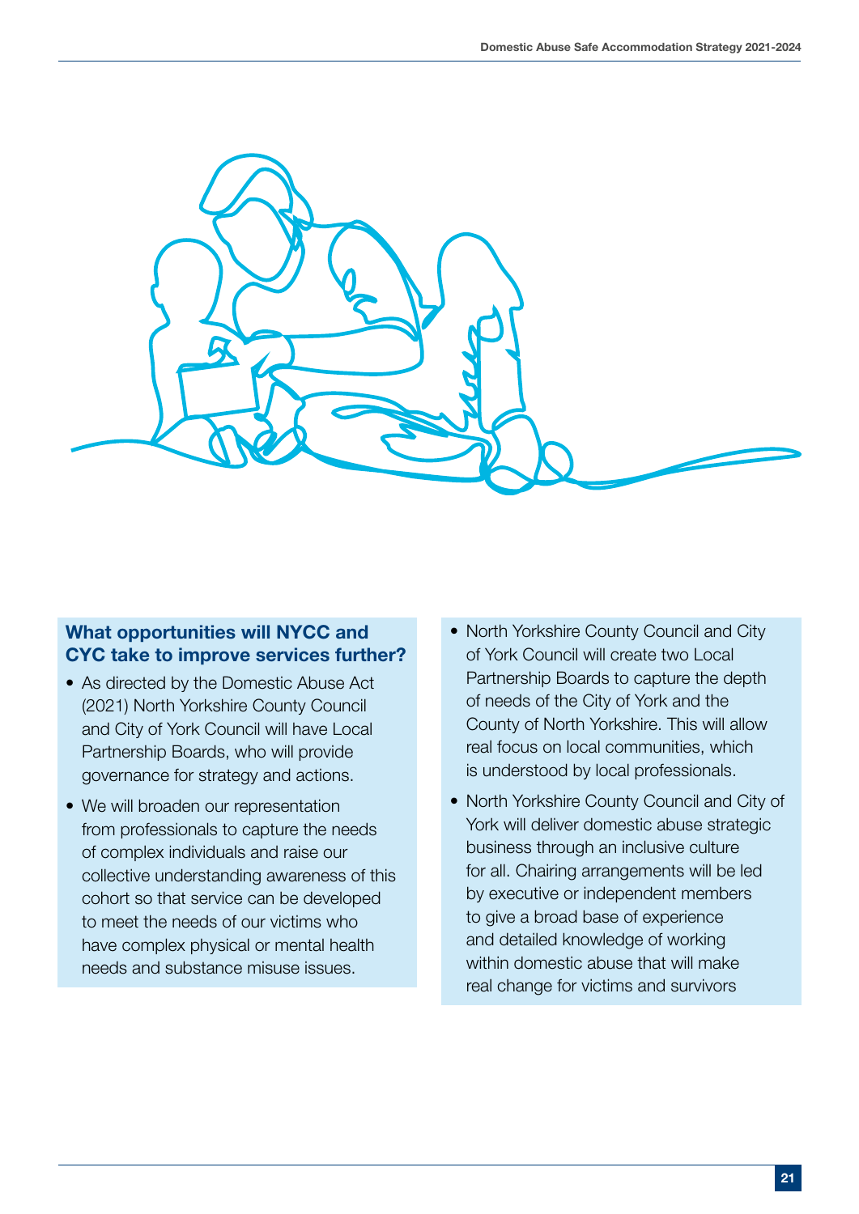### What opportunities will NYCC and CYC take to improve services further?

- As directed by the Domestic Abuse Act (2021) North Yorkshire County Council and City of York Council will have Local Partnership Boards, who will provide governance for strategy and actions.
- We will broaden our representation from professionals to capture the needs of complex individuals and raise our collective understanding awareness of this cohort so that service can be developed to meet the needs of our victims who have complex physical or mental health needs and substance misuse issues.
- North Yorkshire County Council and City of York Council will create two Local Partnership Boards to capture the depth of needs of the City of York and the County of North Yorkshire. This will allow real focus on local communities, which is understood by local professionals.
- North Yorkshire County Council and City of York will deliver domestic abuse strategic business through an inclusive culture for all. Chairing arrangements will be led by executive or independent members to give a broad base of experience and detailed knowledge of working within domestic abuse that will make real change for victims and survivors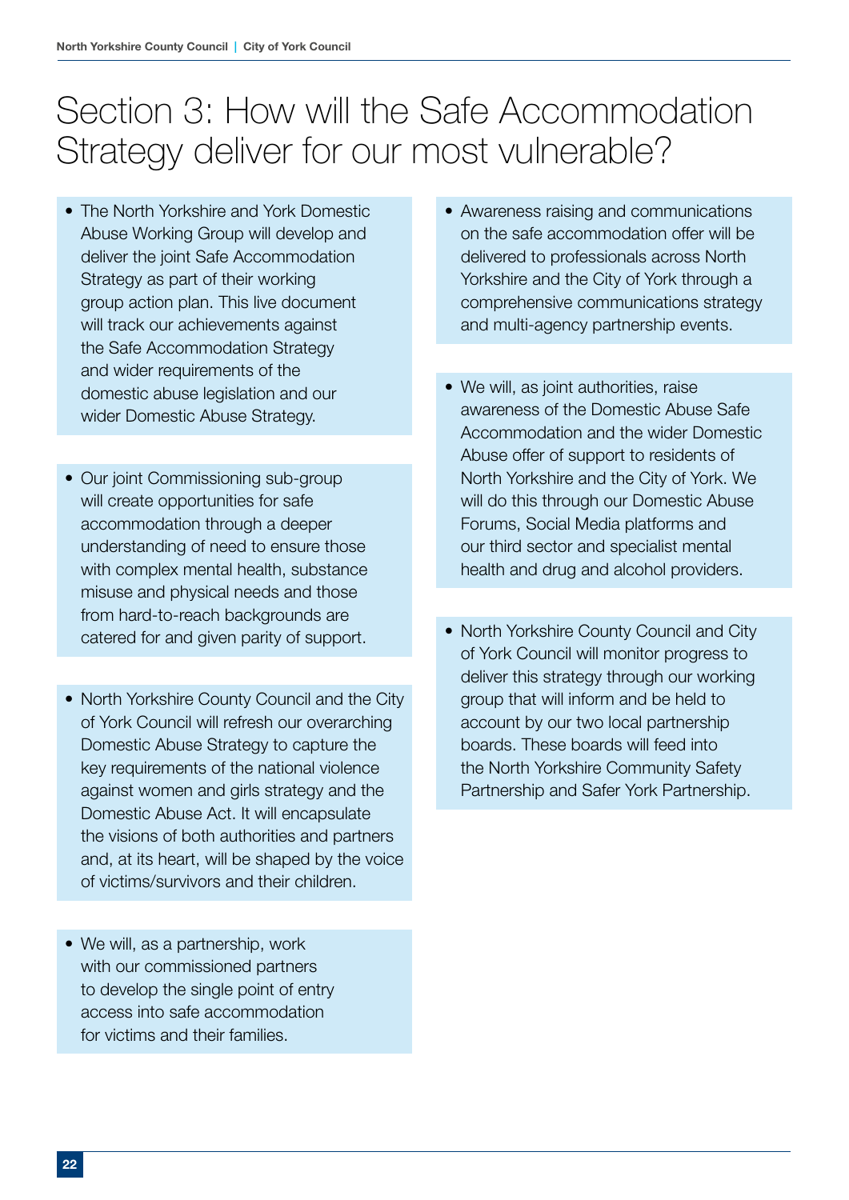# Section 3: How will the Safe Accommodation Strategy deliver for our most vulnerable?

- The North Yorkshire and York Domestic Abuse Working Group will develop and deliver the joint Safe Accommodation Strategy as part of their working group action plan. This live document will track our achievements against the Safe Accommodation Strategy and wider requirements of the domestic abuse legislation and our wider Domestic Abuse Strategy.

- Our joint Commissioning sub-group will create opportunities for safe accommodation through a deeper understanding of need to ensure those with complex mental health, substance misuse and physical needs and those from hard-to-reach backgrounds are catered for and given parity of support.

- North Yorkshire County Council and the City of York Council will refresh our overarching Domestic Abuse Strategy to capture the key requirements of the national violence against women and girls strategy and the Domestic Abuse Act. It will encapsulate the visions of both authorities and partners and, at its heart, will be shaped by the voice of victims/survivors and their children.

- We will, as a partnership, work with our commissioned partners to develop the single point of entry access into safe accommodation for victims and their families.

- Awareness raising and communications on the safe accommodation offer will be delivered to professionals across North Yorkshire and the City of York through a comprehensive communications strategy and multi-agency partnership events.

- We will, as joint authorities, raise awareness of the Domestic Abuse Safe Accommodation and the wider Domestic Abuse offer of support to residents of North Yorkshire and the City of York. We will do this through our Domestic Abuse Forums, Social Media platforms and our third sector and specialist mental health and drug and alcohol providers.

- North Yorkshire County Council and City of York Council will monitor progress to deliver this strategy through our working group that will inform and be held to account by our two local partnership boards. These boards will feed into the North Yorkshire Community Safety Partnership and Safer York Partnership.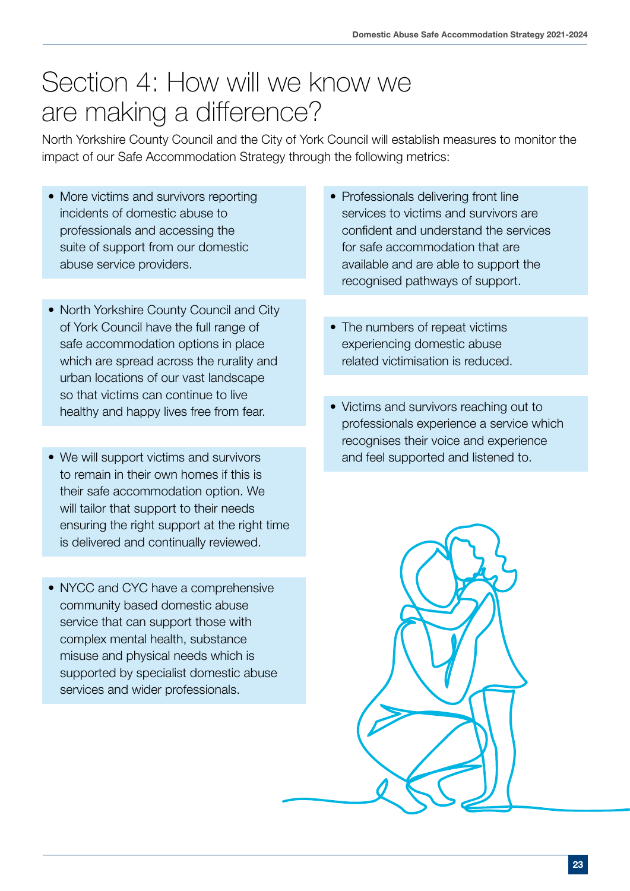# Section 4: How will we know we are making a difference?

North Yorkshire County Council and the City of York Council will establish measures to monitor the impact of our Safe Accommodation Strategy through the following metrics:

- More victims and survivors reporting incidents of domestic abuse to professionals and accessing the suite of support from our domestic abuse service providers.

- North Yorkshire County Council and City of York Council have the full range of safe accommodation options in place which are spread across the rurality and urban locations of our vast landscape so that victims can continue to live healthy and happy lives free from fear.

- We will support victims and survivors to remain in their own homes if this is their safe accommodation option. We will tailor that support to their needs ensuring the right support at the right time is delivered and continually reviewed.

- NYCC and CYC have a comprehensive community based domestic abuse service that can support those with complex mental health, substance misuse and physical needs which is supported by specialist domestic abuse services and wider professionals.

- Professionals delivering front line services to victims and survivors are confident and understand the services for safe accommodation that are available and are able to support the recognised pathways of support.

- The numbers of repeat victims experiencing domestic abuse related victimisation is reduced.

- Victims and survivors reaching out to professionals experience a service which recognises their voice and experience and feel supported and listened to.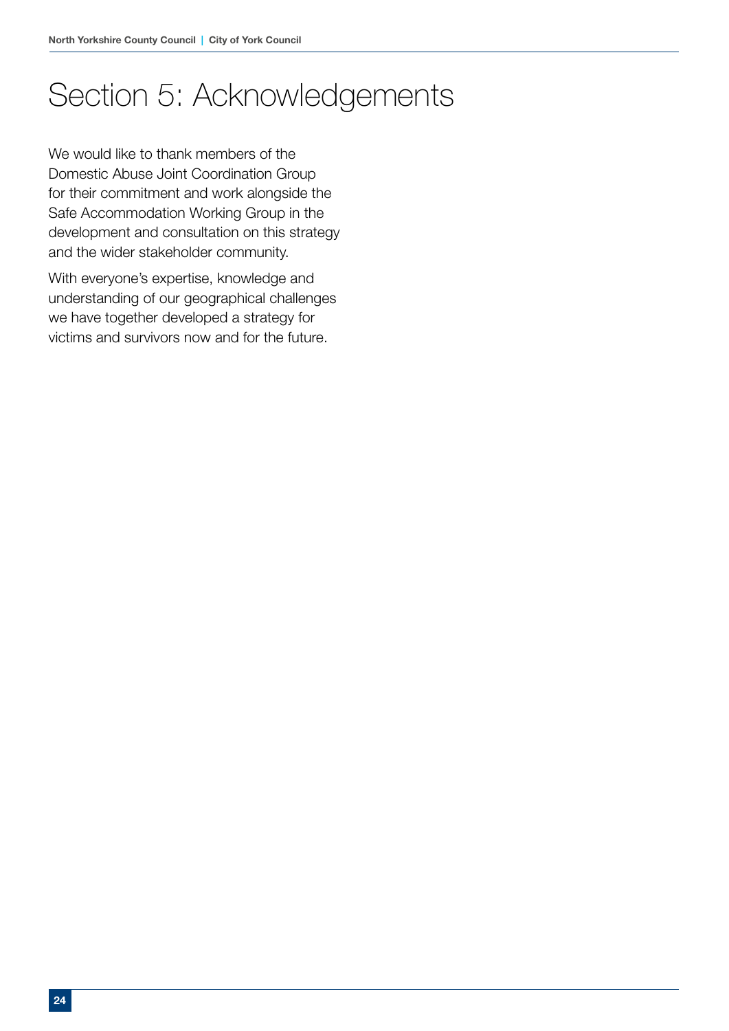# Section 5: Acknowledgements

We would like to thank members of the Domestic Abuse Joint Coordination Group for their commitment and work alongside the Safe Accommodation Working Group in the development and consultation on this strategy and the wider stakeholder community.

With everyone's expertise, knowledge and understanding of our geographical challenges we have together developed a strategy for victims and survivors now and for the future.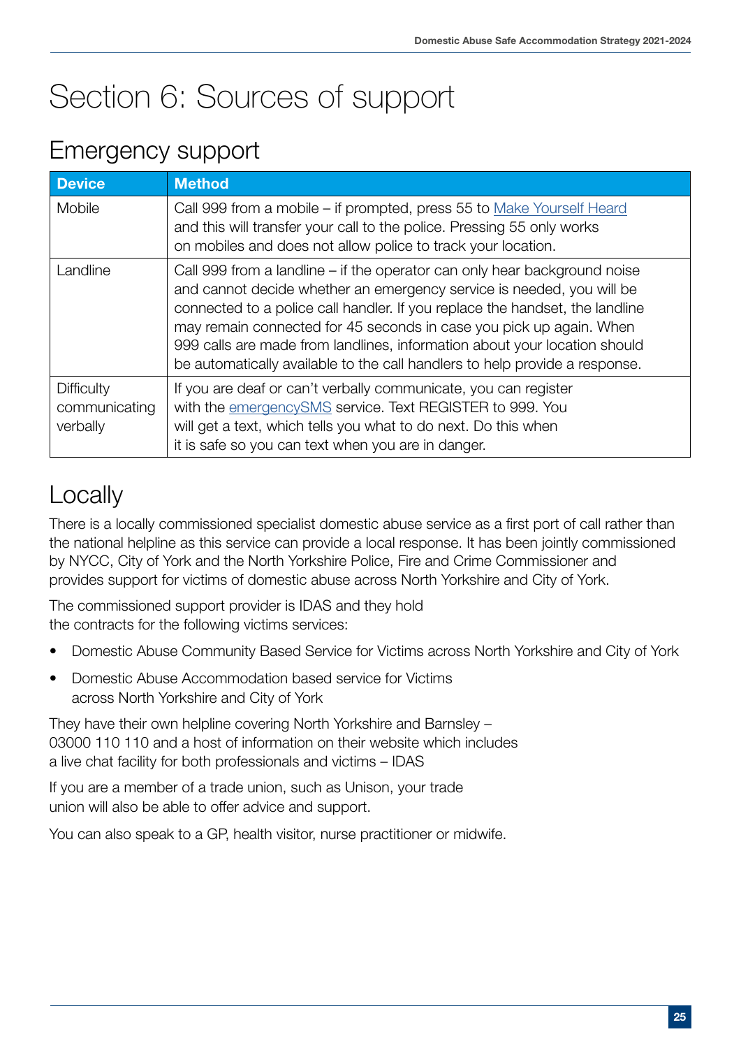# Section 6: Sources of support

## Emergency support

| Device | Method |
| --- | --- |
| Mobile | Call 999 from a mobile – if prompted, press 55 to Make Yourself Heard and this will transfer your call to the police. Pressing 55 only works on mobiles and does not allow police to track your location. |
| Landline | Call 999 from a landline – if the operator can only hear background noise and cannot decide whether an emergency service is needed, you will be connected to a police call handler. If you replace the handset, the landline may remain connected for 45 seconds in case you pick up again. When 999 calls are made from landlines, information about your location should be automatically available to the call handlers to help provide a response. |
| Difficulty communicating verbally | If you are deaf or can't verbally communicate, you can register with the emergencySMS service. Text REGISTER to 999. You will get a text, which tells you what to do next. Do this when it is safe so you can text when you are in danger. |

## Locally

There is a locally commissioned specialist domestic abuse service as a first port of call rather than the national helpline as this service can provide a local response. It has been jointly commissioned by NYCC, City of York and the North Yorkshire Police, Fire and Crime Commissioner and provides support for victims of domestic abuse across North Yorkshire and City of York.

The commissioned support provider is IDAS and they hold the contracts for the following victims services:

- Domestic Abuse Community Based Service for Victims across North Yorkshire and City of York
- Domestic Abuse Accommodation based service for Victims across North Yorkshire and City of York

They have their own helpline covering North Yorkshire and Barnsley – 03000 110 110 and a host of information on their website which includes a live chat facility for both professionals and victims – IDAS

If you are a member of a trade union, such as Unison, your trade union will also be able to offer advice and support.

You can also speak to a GP, health visitor, nurse practitioner or midwife.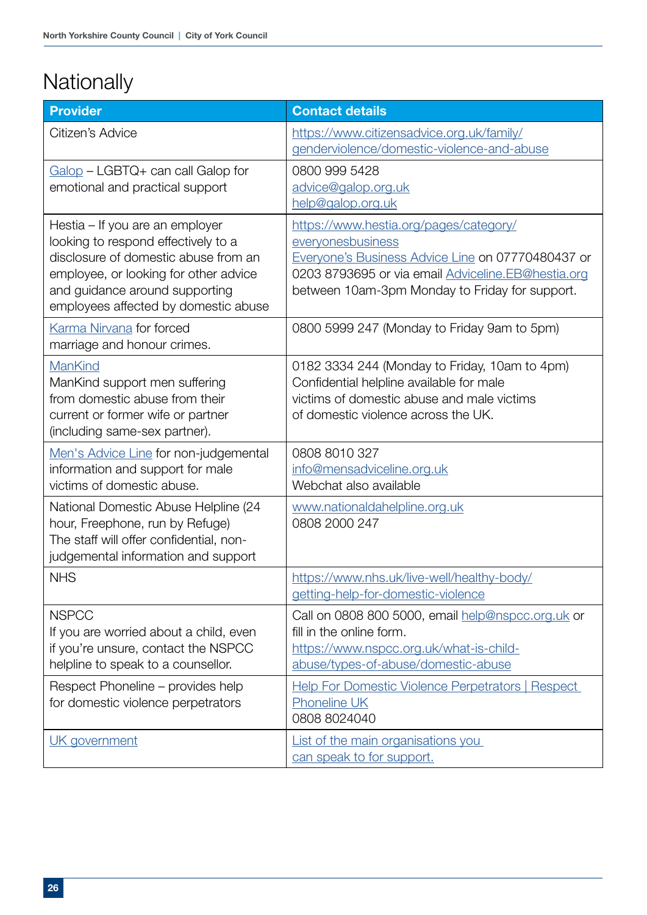# Nationally

| Provider | Contact details |
|---|---|
| Citizen's Advice | https://www.citizensadvice.org.uk/family/genderviolence/domestic-violence-and-abuse |
| Galop – LGBTQ+ can call Galop for emotional and practical support | 0800 999 5428<br>advice@galop.org.uk<br>help@galop.org.uk |
| Hestia – If you are an employer looking to respond effectively to a disclosure of domestic abuse from an employee, or looking for other advice and guidance around supporting employees affected by domestic abuse | https://www.hestia.org/pages/category/everyonesbusiness<br>Everyone's Business Advice Line on 07770480437 or 0203 8793695 or via email Adviceline.EB@hestia.org between 10am-3pm Monday to Friday for support. |
| Karma Nirvana for forced marriage and honour crimes. | 0800 5999 247 (Monday to Friday 9am to 5pm) |
| ManKind<br>ManKind support men suffering from domestic abuse from their current or former wife or partner (including same-sex partner). | 0182 3334 244 (Monday to Friday, 10am to 4pm)<br>Confidential helpline available for male victims of domestic abuse and male victims of domestic violence across the UK. |
| Men's Advice Line for non-judgemental information and support for male victims of domestic abuse. | 0808 8010 327<br>info@mensadviceline.org.uk<br>Webchat also available |
| National Domestic Abuse Helpline (24 hour, Freephone, run by Refuge)<br>The staff will offer confidential, non-judgemental information and support | www.nationaldahelpline.org.uk<br>0808 2000 247 |
| NHS | https://www.nhs.uk/live-well/healthy-body/getting-help-for-domestic-violence |
| NSPCC<br>If you are worried about a child, even if you're unsure, contact the NSPCC helpline to speak to a counsellor. | Call on 0808 800 5000, email help@nspcc.org.uk or fill in the online form.<br>https://www.nspcc.org.uk/what-is-child-abuse/types-of-abuse/domestic-abuse |
| Respect Phoneline – provides help for domestic violence perpetrators | Help For Domestic Violence Perpetrators \| Respect Phoneline UK<br>0808 8024040 |
| UK government | List of the main organisations you can speak to for support. |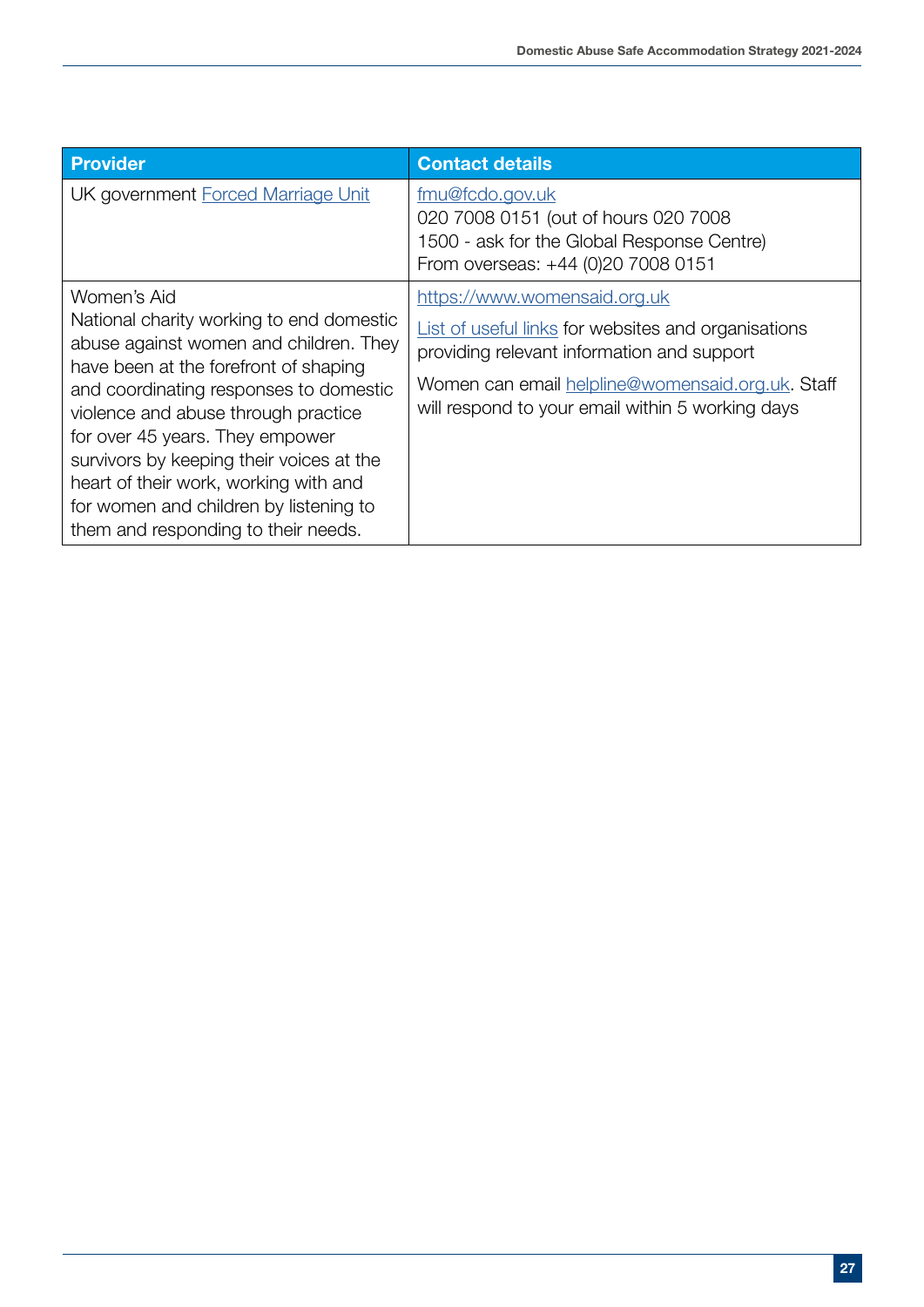| Provider | Contact details |
|---|---|
| UK government Forced Marriage Unit | fmu@fcdo.gov.uk<br>020 7008 0151 (out of hours 020 7008 1500 - ask for the Global Response Centre)<br>From overseas: +44 (0)20 7008 0151 |
| Women's Aid<br>National charity working to end domestic abuse against women and children. They have been at the forefront of shaping and coordinating responses to domestic violence and abuse through practice for over 45 years. They empower survivors by keeping their voices at the heart of their work, working with and for women and children by listening to them and responding to their needs. | https://www.womensaid.org.uk<br><br>List of useful links for websites and organisations providing relevant information and support<br><br>Women can email helpline@womensaid.org.uk. Staff will respond to your email within 5 working days |